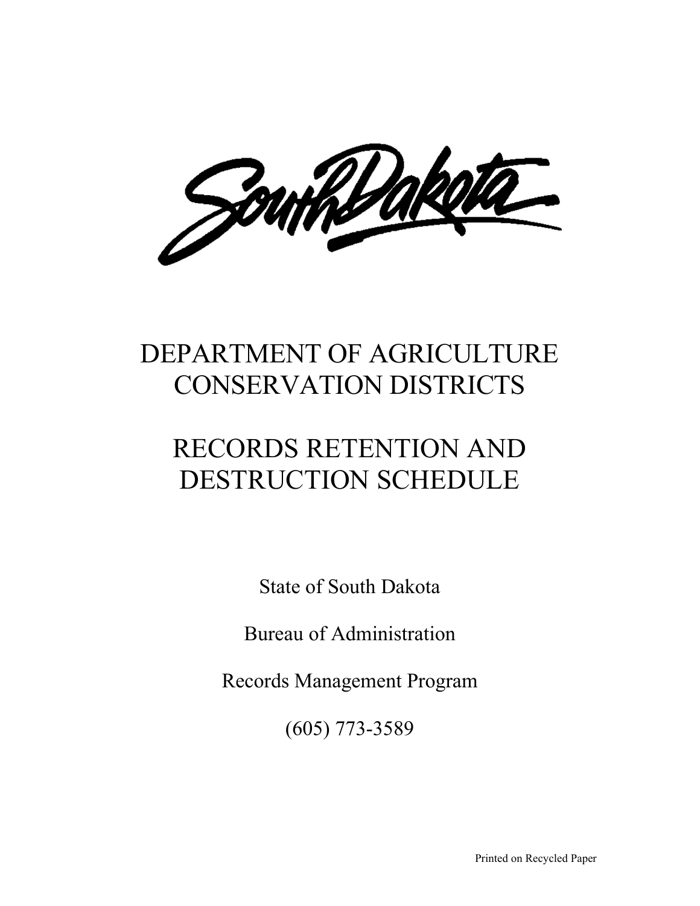# DEPARTMENT OF AGRICULTURE CONSERVATION DISTRICTS

# RECORDS RETENTION AND DESTRUCTION SCHEDULE

State of South Dakota

Bureau of Administration

Records Management Program

(605) 773-3589

Printed on Recycled Paper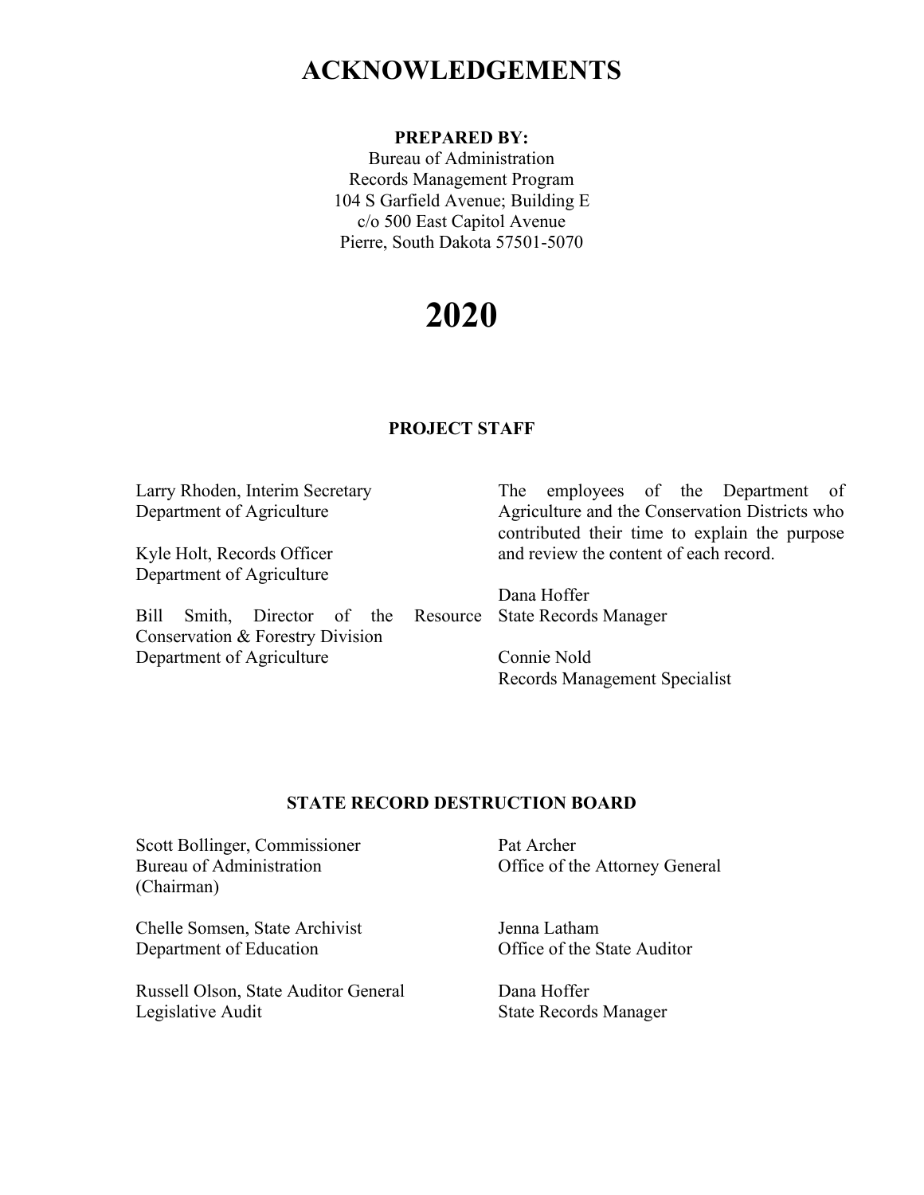# ACKNOWLEDGEMENTS

**PREPARED BY:**

Bureau of Administration
Records Management Program
104 S Garfield Avenue; Building E
c/o 500 East Capitol Avenue
Pierre, South Dakota 57501-5070

# 2020

**PROJECT STAFF**

Larry Rhoden, Interim Secretary
Department of Agriculture

Kyle Holt, Records Officer
Department of Agriculture

Bill Smith, Director of the Resource Conservation & Forestry Division
Department of Agriculture

The employees of the Department of Agriculture and the Conservation Districts who contributed their time to explain the purpose and review the content of each record.

Dana Hoffer
State Records Manager

Connie Nold
Records Management Specialist

**STATE RECORD DESTRUCTION BOARD**

Scott Bollinger, Commissioner
Bureau of Administration
(Chairman)

Chelle Somsen, State Archivist
Department of Education

Russell Olson, State Auditor General
Legislative Audit

Pat Archer
Office of the Attorney General

Jenna Latham
Office of the State Auditor

Dana Hoffer
State Records Manager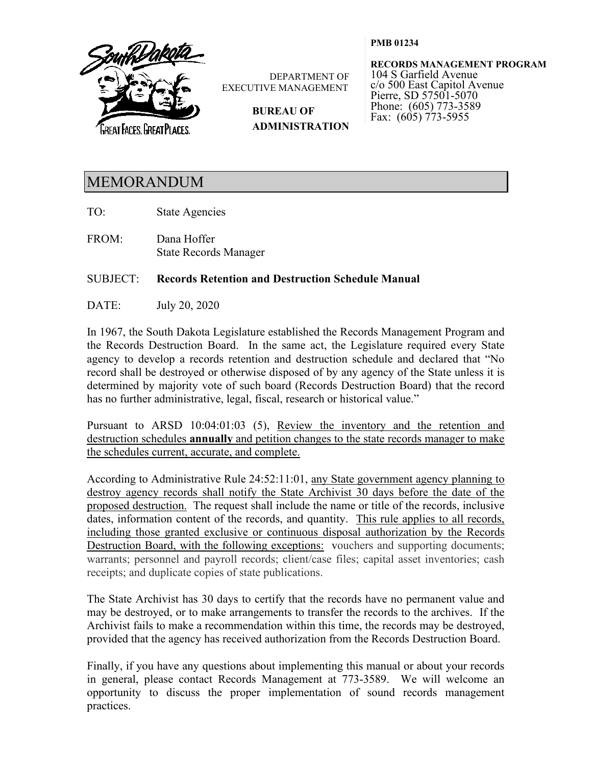DEPARTMENT OF EXECUTIVE MANAGEMENT

**BUREAU OF ADMINISTRATION**

**PMB 01234**

**RECORDS MANAGEMENT PROGRAM**
104 S Garfield Avenue
c/o 500 East Capitol Avenue
Pierre, SD 57501-5070
Phone: (605) 773-3589
Fax: (605) 773-5955

# MEMORANDUM

TO: State Agencies

FROM: Dana Hoffer
State Records Manager

SUBJECT: **Records Retention and Destruction Schedule Manual**

DATE: July 20, 2020

In 1967, the South Dakota Legislature established the Records Management Program and the Records Destruction Board. In the same act, the Legislature required every State agency to develop a records retention and destruction schedule and declared that "No record shall be destroyed or otherwise disposed of by any agency of the State unless it is determined by majority vote of such board (Records Destruction Board) that the record has no further administrative, legal, fiscal, research or historical value."

Pursuant to ARSD 10:04:01:03 (5), Review the inventory and the retention and destruction schedules **annually** and petition changes to the state records manager to make the schedules current, accurate, and complete.

According to Administrative Rule 24:52:11:01, any State government agency planning to destroy agency records shall notify the State Archivist 30 days before the date of the proposed destruction. The request shall include the name or title of the records, inclusive dates, information content of the records, and quantity. This rule applies to all records, including those granted exclusive or continuous disposal authorization by the Records Destruction Board, with the following exceptions: vouchers and supporting documents; warrants; personnel and payroll records; client/case files; capital asset inventories; cash receipts; and duplicate copies of state publications.

The State Archivist has 30 days to certify that the records have no permanent value and may be destroyed, or to make arrangements to transfer the records to the archives. If the Archivist fails to make a recommendation within this time, the records may be destroyed, provided that the agency has received authorization from the Records Destruction Board.

Finally, if you have any questions about implementing this manual or about your records in general, please contact Records Management at 773-3589. We will welcome an opportunity to discuss the proper implementation of sound records management practices.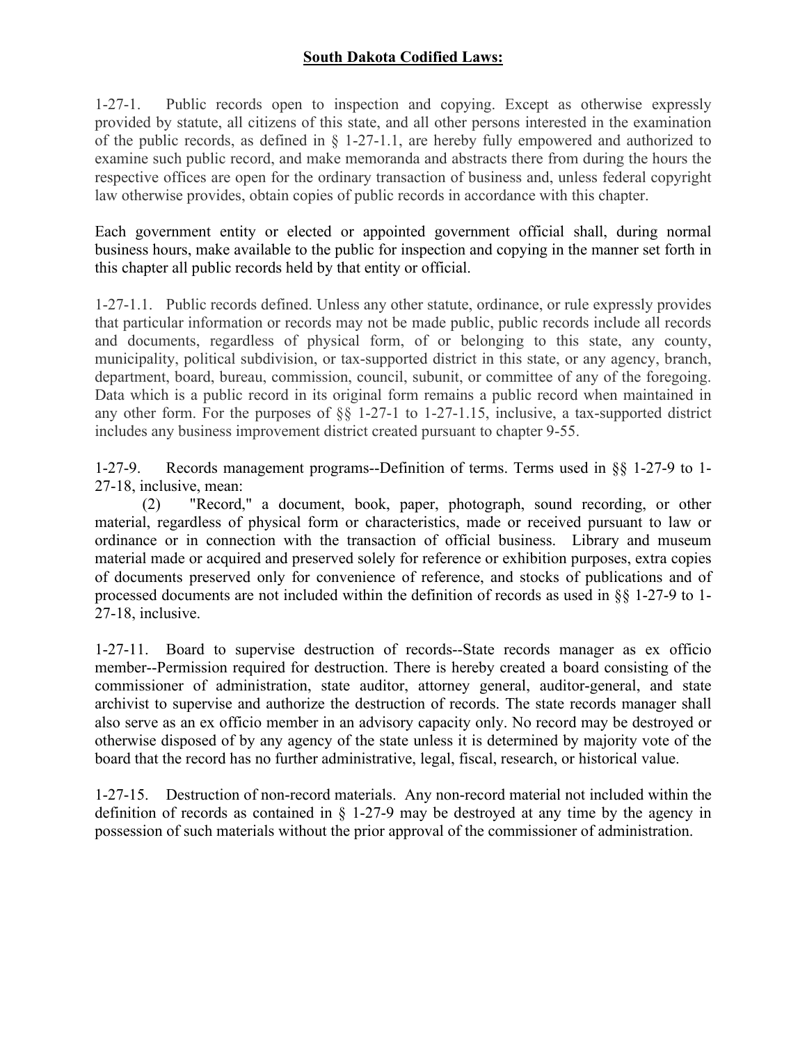**South Dakota Codified Laws:**

1-27-1. Public records open to inspection and copying. Except as otherwise expressly provided by statute, all citizens of this state, and all other persons interested in the examination of the public records, as defined in § 1-27-1.1, are hereby fully empowered and authorized to examine such public record, and make memoranda and abstracts there from during the hours the respective offices are open for the ordinary transaction of business and, unless federal copyright law otherwise provides, obtain copies of public records in accordance with this chapter.

Each government entity or elected or appointed government official shall, during normal business hours, make available to the public for inspection and copying in the manner set forth in this chapter all public records held by that entity or official.

1-27-1.1. Public records defined. Unless any other statute, ordinance, or rule expressly provides that particular information or records may not be made public, public records include all records and documents, regardless of physical form, of or belonging to this state, any county, municipality, political subdivision, or tax-supported district in this state, or any agency, branch, department, board, bureau, commission, council, subunit, or committee of any of the foregoing. Data which is a public record in its original form remains a public record when maintained in any other form. For the purposes of §§ 1-27-1 to 1-27-1.15, inclusive, a tax-supported district includes any business improvement district created pursuant to chapter 9-55.

1-27-9. Records management programs--Definition of terms. Terms used in §§ 1-27-9 to 1-27-18, inclusive, mean:

(2) "Record," a document, book, paper, photograph, sound recording, or other material, regardless of physical form or characteristics, made or received pursuant to law or ordinance or in connection with the transaction of official business. Library and museum material made or acquired and preserved solely for reference or exhibition purposes, extra copies of documents preserved only for convenience of reference, and stocks of publications and of processed documents are not included within the definition of records as used in §§ 1-27-9 to 1-27-18, inclusive.

1-27-11. Board to supervise destruction of records--State records manager as ex officio member--Permission required for destruction. There is hereby created a board consisting of the commissioner of administration, state auditor, attorney general, auditor-general, and state archivist to supervise and authorize the destruction of records. The state records manager shall also serve as an ex officio member in an advisory capacity only. No record may be destroyed or otherwise disposed of by any agency of the state unless it is determined by majority vote of the board that the record has no further administrative, legal, fiscal, research, or historical value.

1-27-15. Destruction of non-record materials. Any non-record material not included within the definition of records as contained in § 1-27-9 may be destroyed at any time by the agency in possession of such materials without the prior approval of the commissioner of administration.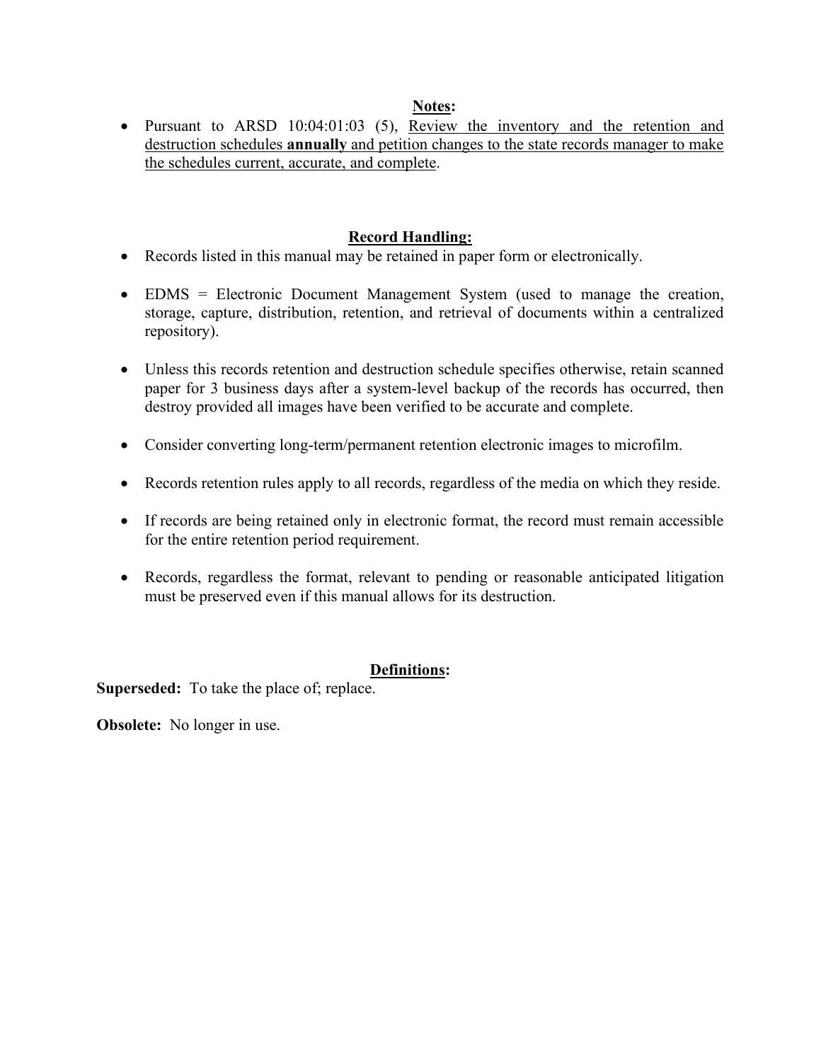## Notes:

- Pursuant to ARSD 10:04:01:03 (5), Review the inventory and the retention and destruction schedules **annually** and petition changes to the state records manager to make the schedules current, accurate, and complete.

## Record Handling:

- Records listed in this manual may be retained in paper form or electronically.
- EDMS = Electronic Document Management System (used to manage the creation, storage, capture, distribution, retention, and retrieval of documents within a centralized repository).
- Unless this records retention and destruction schedule specifies otherwise, retain scanned paper for 3 business days after a system-level backup of the records has occurred, then destroy provided all images have been verified to be accurate and complete.
- Consider converting long-term/permanent retention electronic images to microfilm.
- Records retention rules apply to all records, regardless of the media on which they reside.
- If records are being retained only in electronic format, the record must remain accessible for the entire retention period requirement.
- Records, regardless the format, relevant to pending or reasonable anticipated litigation must be preserved even if this manual allows for its destruction.

## Definitions:

**Superseded:** To take the place of; replace.

**Obsolete:** No longer in use.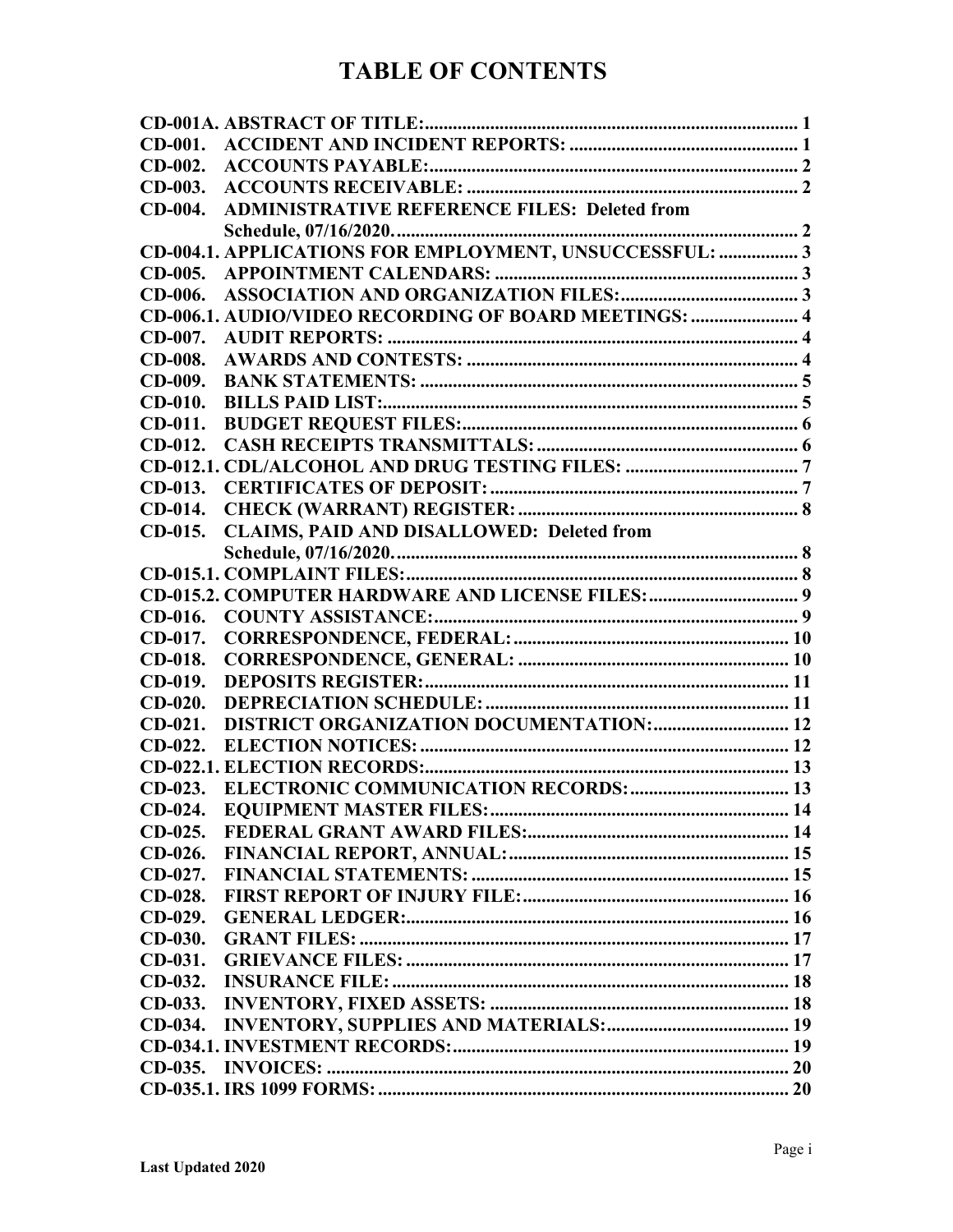# TABLE OF CONTENTS

| | |
|---|---|
| **CD-001A. ABSTRACT OF TITLE:** | **1** |
| **CD-001. ACCIDENT AND INCIDENT REPORTS:** | **1** |
| **CD-002. ACCOUNTS PAYABLE:** | **2** |
| **CD-003. ACCOUNTS RECEIVABLE:** | **2** |
| **CD-004. ADMINISTRATIVE REFERENCE FILES: Deleted from Schedule, 07/16/2020.** | **2** |
| **CD-004.1. APPLICATIONS FOR EMPLOYMENT, UNSUCCESSFUL:** | **3** |
| **CD-005. APPOINTMENT CALENDARS:** | **3** |
| **CD-006. ASSOCIATION AND ORGANIZATION FILES:** | **3** |
| **CD-006.1. AUDIO/VIDEO RECORDING OF BOARD MEETINGS:** | **4** |
| **CD-007. AUDIT REPORTS:** | **4** |
| **CD-008. AWARDS AND CONTESTS:** | **4** |
| **CD-009. BANK STATEMENTS:** | **5** |
| **CD-010. BILLS PAID LIST:** | **5** |
| **CD-011. BUDGET REQUEST FILES:** | **6** |
| **CD-012. CASH RECEIPTS TRANSMITTALS:** | **6** |
| **CD-012.1. CDL/ALCOHOL AND DRUG TESTING FILES:** | **7** |
| **CD-013. CERTIFICATES OF DEPOSIT:** | **7** |
| **CD-014. CHECK (WARRANT) REGISTER:** | **8** |
| **CD-015. CLAIMS, PAID AND DISALLOWED: Deleted from Schedule, 07/16/2020.** | **8** |
| **CD-015.1. COMPLAINT FILES:** | **8** |
| **CD-015.2. COMPUTER HARDWARE AND LICENSE FILES:** | **9** |
| **CD-016. COUNTY ASSISTANCE:** | **9** |
| **CD-017. CORRESPONDENCE, FEDERAL:** | **10** |
| **CD-018. CORRESPONDENCE, GENERAL:** | **10** |
| **CD-019. DEPOSITS REGISTER:** | **11** |
| **CD-020. DEPRECIATION SCHEDULE:** | **11** |
| **CD-021. DISTRICT ORGANIZATION DOCUMENTATION:** | **12** |
| **CD-022. ELECTION NOTICES:** | **12** |
| **CD-022.1. ELECTION RECORDS:** | **13** |
| **CD-023. ELECTRONIC COMMUNICATION RECORDS:** | **13** |
| **CD-024. EQUIPMENT MASTER FILES:** | **14** |
| **CD-025. FEDERAL GRANT AWARD FILES:** | **14** |
| **CD-026. FINANCIAL REPORT, ANNUAL:** | **15** |
| **CD-027. FINANCIAL STATEMENTS:** | **15** |
| **CD-028. FIRST REPORT OF INJURY FILE:** | **16** |
| **CD-029. GENERAL LEDGER:** | **16** |
| **CD-030. GRANT FILES:** | **17** |
| **CD-031. GRIEVANCE FILES:** | **17** |
| **CD-032. INSURANCE FILE:** | **18** |
| **CD-033. INVENTORY, FIXED ASSETS:** | **18** |
| **CD-034. INVENTORY, SUPPLIES AND MATERIALS:** | **19** |
| **CD-034.1. INVESTMENT RECORDS:** | **19** |
| **CD-035. INVOICES:** | **20** |
| **CD-035.1. IRS 1099 FORMS:** | **20** |

**Last Updated 2020**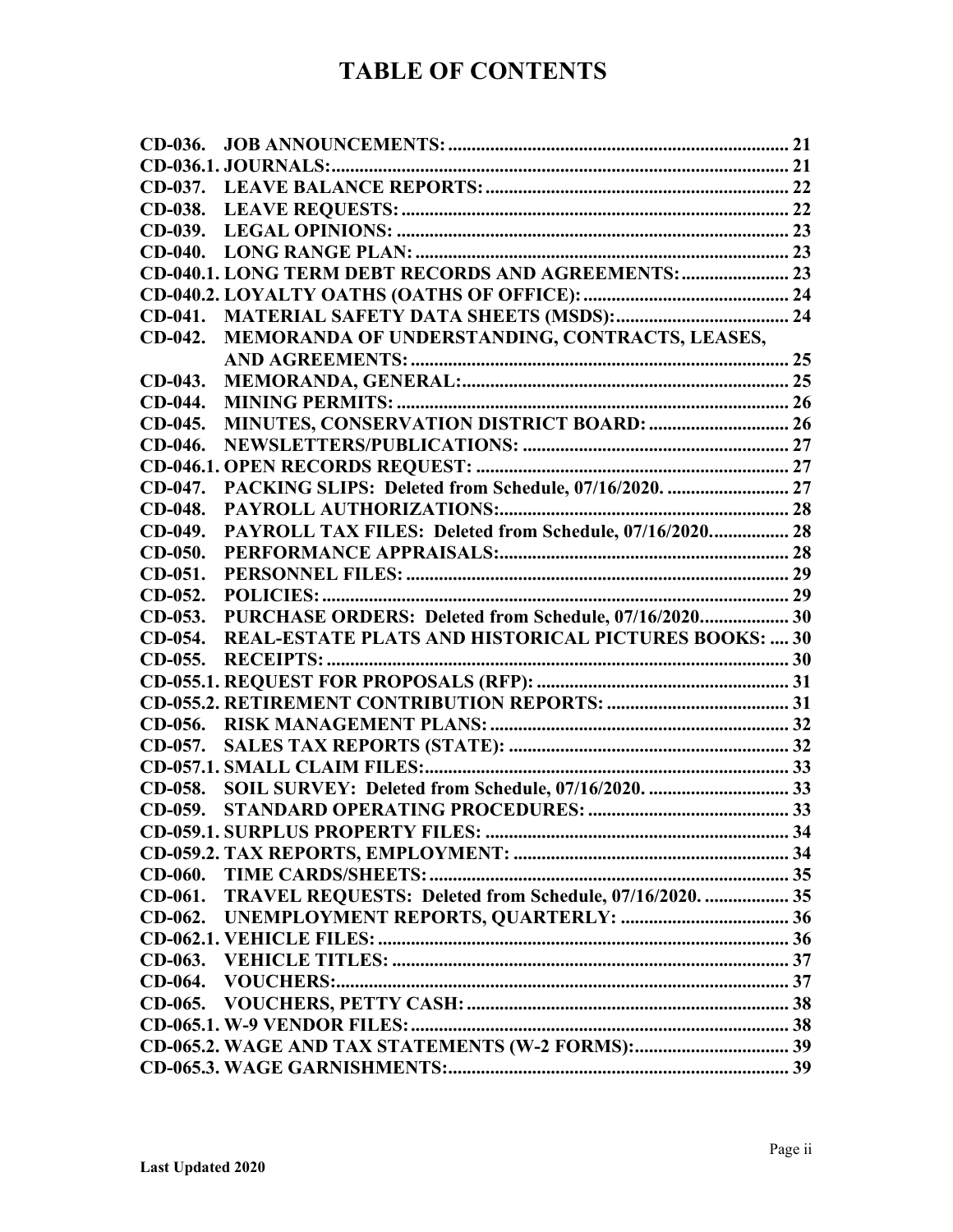# TABLE OF CONTENTS

| | |
|---|---|
| **CD-036. JOB ANNOUNCEMENTS:** | **21** |
| **CD-036.1. JOURNALS:** | **21** |
| **CD-037. LEAVE BALANCE REPORTS:** | **22** |
| **CD-038. LEAVE REQUESTS:** | **22** |
| **CD-039. LEGAL OPINIONS:** | **23** |
| **CD-040. LONG RANGE PLAN:** | **23** |
| **CD-040.1. LONG TERM DEBT RECORDS AND AGREEMENTS:** | **23** |
| **CD-040.2. LOYALTY OATHS (OATHS OF OFFICE):** | **24** |
| **CD-041. MATERIAL SAFETY DATA SHEETS (MSDS):** | **24** |
| **CD-042. MEMORANDA OF UNDERSTANDING, CONTRACTS, LEASES, AND AGREEMENTS:** | **25** |
| **CD-043. MEMORANDA, GENERAL:** | **25** |
| **CD-044. MINING PERMITS:** | **26** |
| **CD-045. MINUTES, CONSERVATION DISTRICT BOARD:** | **26** |
| **CD-046. NEWSLETTERS/PUBLICATIONS:** | **27** |
| **CD-046.1. OPEN RECORDS REQUEST:** | **27** |
| **CD-047. PACKING SLIPS: Deleted from Schedule, 07/16/2020.** | **27** |
| **CD-048. PAYROLL AUTHORIZATIONS:** | **28** |
| **CD-049. PAYROLL TAX FILES: Deleted from Schedule, 07/16/2020.** | **28** |
| **CD-050. PERFORMANCE APPRAISALS:** | **28** |
| **CD-051. PERSONNEL FILES:** | **29** |
| **CD-052. POLICIES:** | **29** |
| **CD-053. PURCHASE ORDERS: Deleted from Schedule, 07/16/2020.** | **30** |
| **CD-054. REAL-ESTATE PLATS AND HISTORICAL PICTURES BOOKS:** | **30** |
| **CD-055. RECEIPTS:** | **30** |
| **CD-055.1. REQUEST FOR PROPOSALS (RFP):** | **31** |
| **CD-055.2. RETIREMENT CONTRIBUTION REPORTS:** | **31** |
| **CD-056. RISK MANAGEMENT PLANS:** | **32** |
| **CD-057. SALES TAX REPORTS (STATE):** | **32** |
| **CD-057.1. SMALL CLAIM FILES:** | **33** |
| **CD-058. SOIL SURVEY: Deleted from Schedule, 07/16/2020.** | **33** |
| **CD-059. STANDARD OPERATING PROCEDURES:** | **33** |
| **CD-059.1. SURPLUS PROPERTY FILES:** | **34** |
| **CD-059.2. TAX REPORTS, EMPLOYMENT:** | **34** |
| **CD-060. TIME CARDS/SHEETS:** | **35** |
| **CD-061. TRAVEL REQUESTS: Deleted from Schedule, 07/16/2020.** | **35** |
| **CD-062. UNEMPLOYMENT REPORTS, QUARTERLY:** | **36** |
| **CD-062.1. VEHICLE FILES:** | **36** |
| **CD-063. VEHICLE TITLES:** | **37** |
| **CD-064. VOUCHERS:** | **37** |
| **CD-065. VOUCHERS, PETTY CASH:** | **38** |
| **CD-065.1. W-9 VENDOR FILES:** | **38** |
| **CD-065.2. WAGE AND TAX STATEMENTS (W-2 FORMS):** | **39** |
| **CD-065.3. WAGE GARNISHMENTS:** | **39** |

**Last Updated 2020**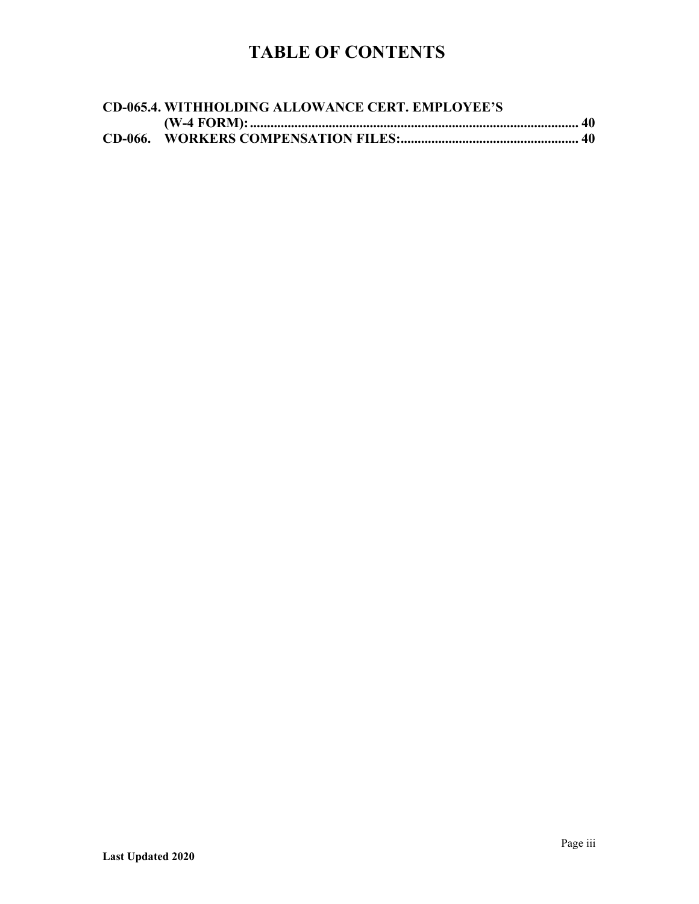# TABLE OF CONTENTS

**CD-065.4. WITHHOLDING ALLOWANCE CERT. EMPLOYEE'S (W-4 FORM): ................................................................................................ 40**

**CD-066. WORKERS COMPENSATION FILES: .................................................... 40**

**Last Updated 2020**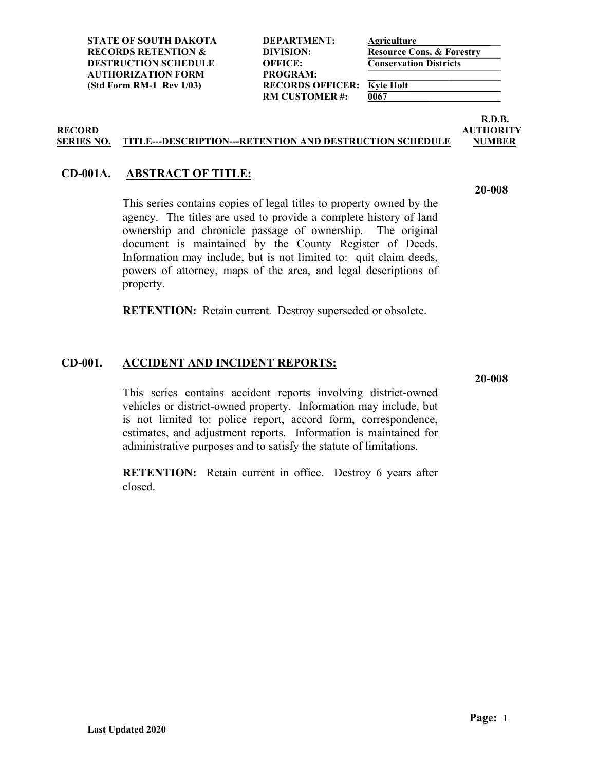**STATE OF SOUTH DAKOTA**
**RECORDS RETENTION & DESTRUCTION SCHEDULE AUTHORIZATION FORM**
**(Std Form RM-1 Rev 1/03)**

**DEPARTMENT:** Agriculture
**DIVISION:** Resource Cons. & Forestry
**OFFICE:** Conservation Districts
**PROGRAM:**
**RECORDS OFFICER:** Kyle Holt
**RM CUSTOMER #:** 0067

| RECORD SERIES NO. | TITLE---DESCRIPTION---RETENTION AND DESTRUCTION SCHEDULE | R.D.B. AUTHORITY NUMBER |
|---|---|---|

## CD-001A. ABSTRACT OF TITLE:

**20-008**

This series contains copies of legal titles to property owned by the agency. The titles are used to provide a complete history of land ownership and chronicle passage of ownership. The original document is maintained by the County Register of Deeds. Information may include, but is not limited to: quit claim deeds, powers of attorney, maps of the area, and legal descriptions of property.

**RETENTION:** Retain current. Destroy superseded or obsolete.

## CD-001. ACCIDENT AND INCIDENT REPORTS:

**20-008**

This series contains accident reports involving district-owned vehicles or district-owned property. Information may include, but is not limited to: police report, accord form, correspondence, estimates, and adjustment reports. Information is maintained for administrative purposes and to satisfy the statute of limitations.

**RETENTION:** Retain current in office. Destroy 6 years after closed.

**Last Updated 2020**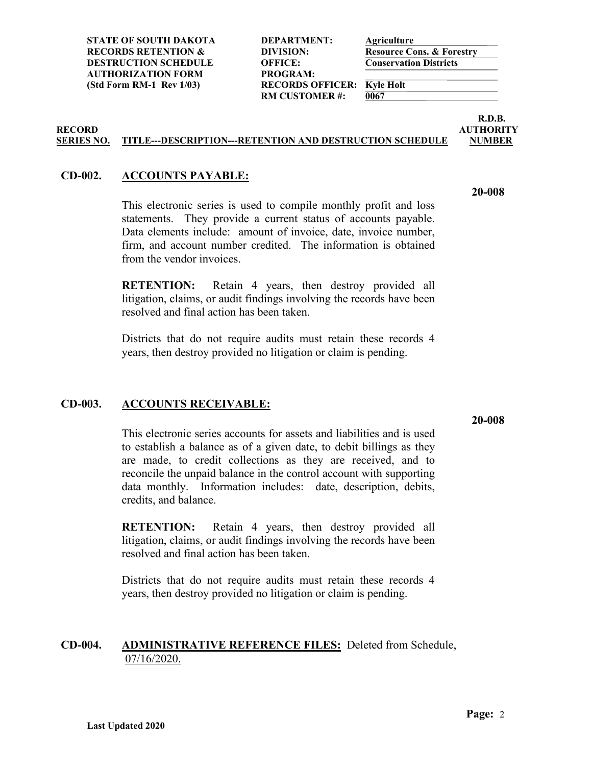**STATE OF SOUTH DAKOTA**
**RECORDS RETENTION & DESTRUCTION SCHEDULE AUTHORIZATION FORM**
**(Std Form RM-1 Rev 1/03)**

| | |
|---|---|
| **DEPARTMENT:** | **Agriculture** |
| **DIVISION:** | **Resource Cons. & Forestry** |
| **OFFICE:** | **Conservation Districts** |
| **PROGRAM:** | |
| **RECORDS OFFICER:** | **Kyle Holt** |
| **RM CUSTOMER #:** | **0067** |

| RECORD SERIES NO. | TITLE---DESCRIPTION---RETENTION AND DESTRUCTION SCHEDULE | R.D.B. AUTHORITY NUMBER |
|---|---|---|

## CD-002. ACCOUNTS PAYABLE:

**20-008**

This electronic series is used to compile monthly profit and loss statements. They provide a current status of accounts payable. Data elements include: amount of invoice, date, invoice number, firm, and account number credited. The information is obtained from the vendor invoices.

**RETENTION:** Retain 4 years, then destroy provided all litigation, claims, or audit findings involving the records have been resolved and final action has been taken.

Districts that do not require audits must retain these records 4 years, then destroy provided no litigation or claim is pending.

## CD-003. ACCOUNTS RECEIVABLE:

**20-008**

This electronic series accounts for assets and liabilities and is used to establish a balance as of a given date, to debit billings as they are made, to credit collections as they are received, and to reconcile the unpaid balance in the control account with supporting data monthly. Information includes: date, description, debits, credits, and balance.

**RETENTION:** Retain 4 years, then destroy provided all litigation, claims, or audit findings involving the records have been resolved and final action has been taken.

Districts that do not require audits must retain these records 4 years, then destroy provided no litigation or claim is pending.

## CD-004. ADMINISTRATIVE REFERENCE FILES: Deleted from Schedule, 07/16/2020.

Last Updated 2020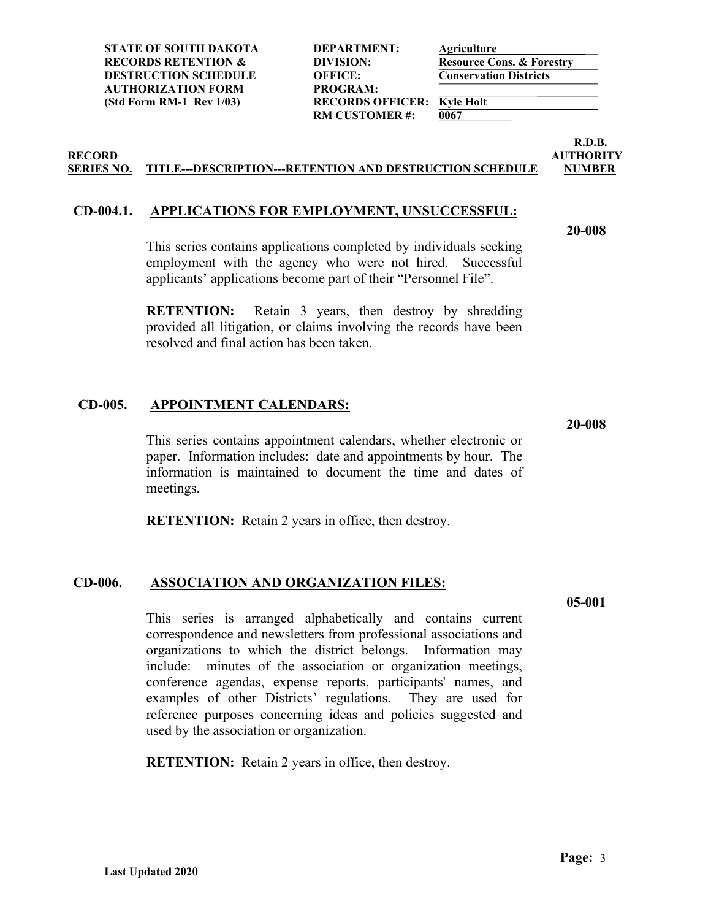| STATE OF SOUTH DAKOTA RECORDS RETENTION & DESTRUCTION SCHEDULE AUTHORIZATION FORM (Std Form RM-1 Rev 1/03) | | |
|---|---|---|
| | DEPARTMENT: | Agriculture |
| | DIVISION: | Resource Cons. & Forestry |
| | OFFICE: | Conservation Districts |
| | PROGRAM: | |
| | RECORDS OFFICER: | Kyle Holt |
| | RM CUSTOMER #: | 0067 |

| RECORD SERIES NO. | TITLE---DESCRIPTION---RETENTION AND DESTRUCTION SCHEDULE | R.D.B. AUTHORITY NUMBER |
|---|---|---|

**CD-004.1. APPLICATIONS FOR EMPLOYMENT, UNSUCCESSFUL:** **20-008**

This series contains applications completed by individuals seeking employment with the agency who were not hired. Successful applicants' applications become part of their "Personnel File".

**RETENTION:** Retain 3 years, then destroy by shredding provided all litigation, or claims involving the records have been resolved and final action has been taken.

**CD-005. APPOINTMENT CALENDARS:** **20-008**

This series contains appointment calendars, whether electronic or paper. Information includes: date and appointments by hour. The information is maintained to document the time and dates of meetings.

**RETENTION:** Retain 2 years in office, then destroy.

**CD-006. ASSOCIATION AND ORGANIZATION FILES:** **05-001**

This series is arranged alphabetically and contains current correspondence and newsletters from professional associations and organizations to which the district belongs. Information may include: minutes of the association or organization meetings, conference agendas, expense reports, participants' names, and examples of other Districts' regulations. They are used for reference purposes concerning ideas and policies suggested and used by the association or organization.

**RETENTION:** Retain 2 years in office, then destroy.

Last Updated 2020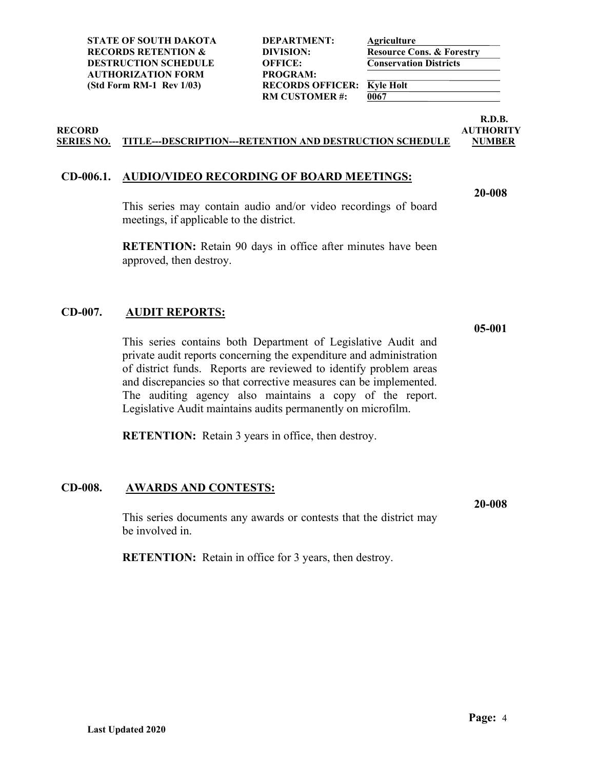| | | | |
|---|---|---|---|
| **STATE OF SOUTH DAKOTA** | **DEPARTMENT:** | **Agriculture** | |
| **RECORDS RETENTION &** | **DIVISION:** | **Resource Cons. & Forestry** | |
| **DESTRUCTION SCHEDULE** | **OFFICE:** | **Conservation Districts** | |
| **AUTHORIZATION FORM** | **PROGRAM:** | | |
| **(Std Form RM-1 Rev 1/03)** | **RECORDS OFFICER:** | **Kyle Holt** | |
| | **RM CUSTOMER #:** | **0067** | |

| RECORD SERIES NO. | TITLE---DESCRIPTION---RETENTION AND DESTRUCTION SCHEDULE | R.D.B. AUTHORITY NUMBER |
|---|---|---|

**CD-006.1.** **AUDIO/VIDEO RECORDING OF BOARD MEETINGS:** **20-008**

This series may contain audio and/or video recordings of board meetings, if applicable to the district.

**RETENTION:** Retain 90 days in office after minutes have been approved, then destroy.

**CD-007.** **AUDIT REPORTS:** **05-001**

This series contains both Department of Legislative Audit and private audit reports concerning the expenditure and administration of district funds. Reports are reviewed to identify problem areas and discrepancies so that corrective measures can be implemented. The auditing agency also maintains a copy of the report. Legislative Audit maintains audits permanently on microfilm.

**RETENTION:** Retain 3 years in office, then destroy.

**CD-008.** **AWARDS AND CONTESTS:** **20-008**

This series documents any awards or contests that the district may be involved in.

**RETENTION:** Retain in office for 3 years, then destroy.

Last Updated 2020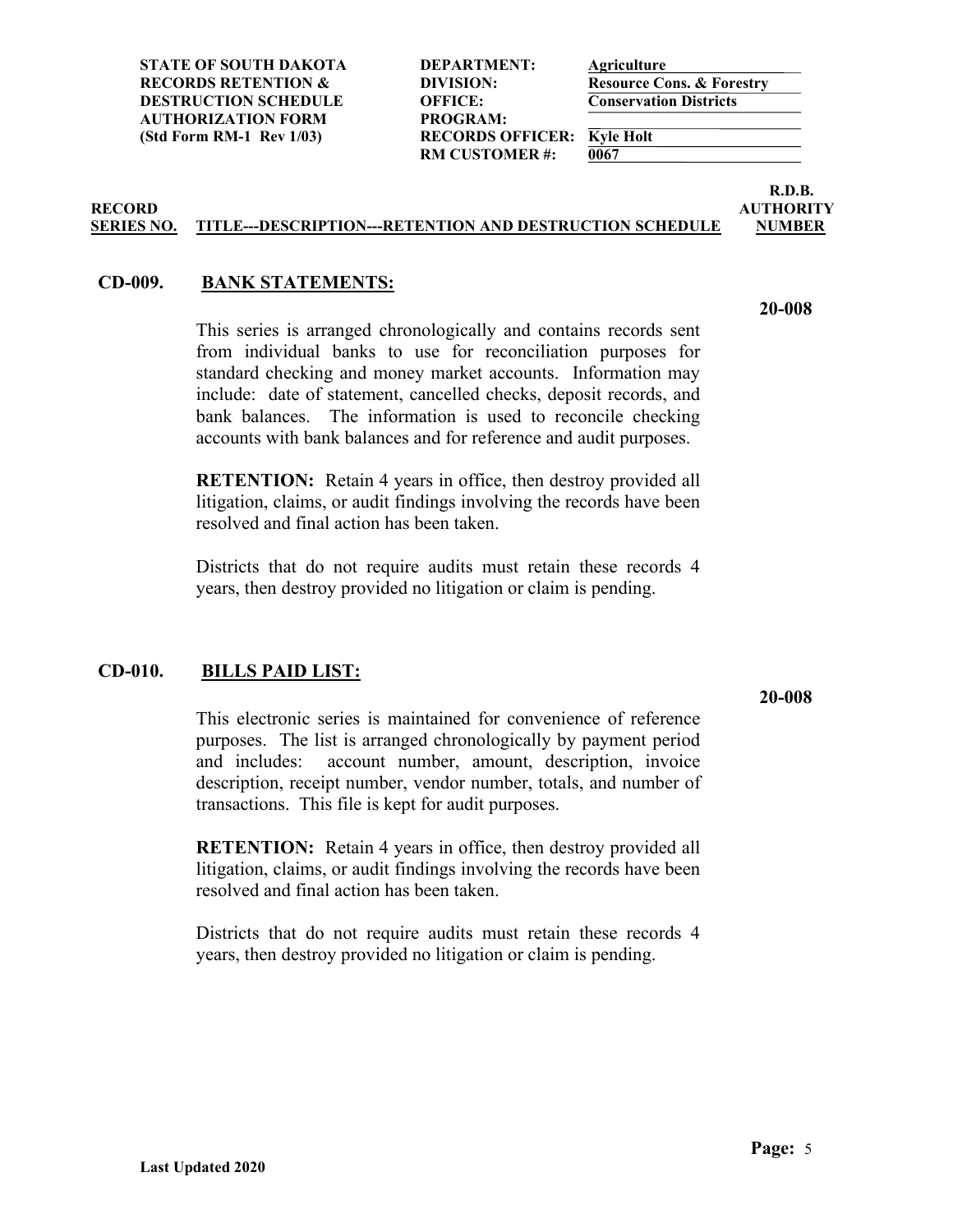| STATE OF SOUTH DAKOTA | DEPARTMENT: | Agriculture |
|---|---|---|
| RECORDS RETENTION & | DIVISION: | Resource Cons. & Forestry |
| DESTRUCTION SCHEDULE | OFFICE: | Conservation Districts |
| AUTHORIZATION FORM | PROGRAM: | |
| (Std Form RM-1 Rev 1/03) | RECORDS OFFICER: | Kyle Holt |
| | RM CUSTOMER #: | 0067 |

| RECORD SERIES NO. | TITLE---DESCRIPTION---RETENTION AND DESTRUCTION SCHEDULE | R.D.B. AUTHORITY NUMBER |
|---|---|---|

## CD-009. BANK STATEMENTS:

**20-008**

This series is arranged chronologically and contains records sent from individual banks to use for reconciliation purposes for standard checking and money market accounts. Information may include: date of statement, cancelled checks, deposit records, and bank balances. The information is used to reconcile checking accounts with bank balances and for reference and audit purposes.

**RETENTION:** Retain 4 years in office, then destroy provided all litigation, claims, or audit findings involving the records have been resolved and final action has been taken.

Districts that do not require audits must retain these records 4 years, then destroy provided no litigation or claim is pending.

## CD-010. BILLS PAID LIST:

**20-008**

This electronic series is maintained for convenience of reference purposes. The list is arranged chronologically by payment period and includes: account number, amount, description, invoice description, receipt number, vendor number, totals, and number of transactions. This file is kept for audit purposes.

**RETENTION:** Retain 4 years in office, then destroy provided all litigation, claims, or audit findings involving the records have been resolved and final action has been taken.

Districts that do not require audits must retain these records 4 years, then destroy provided no litigation or claim is pending.

Last Updated 2020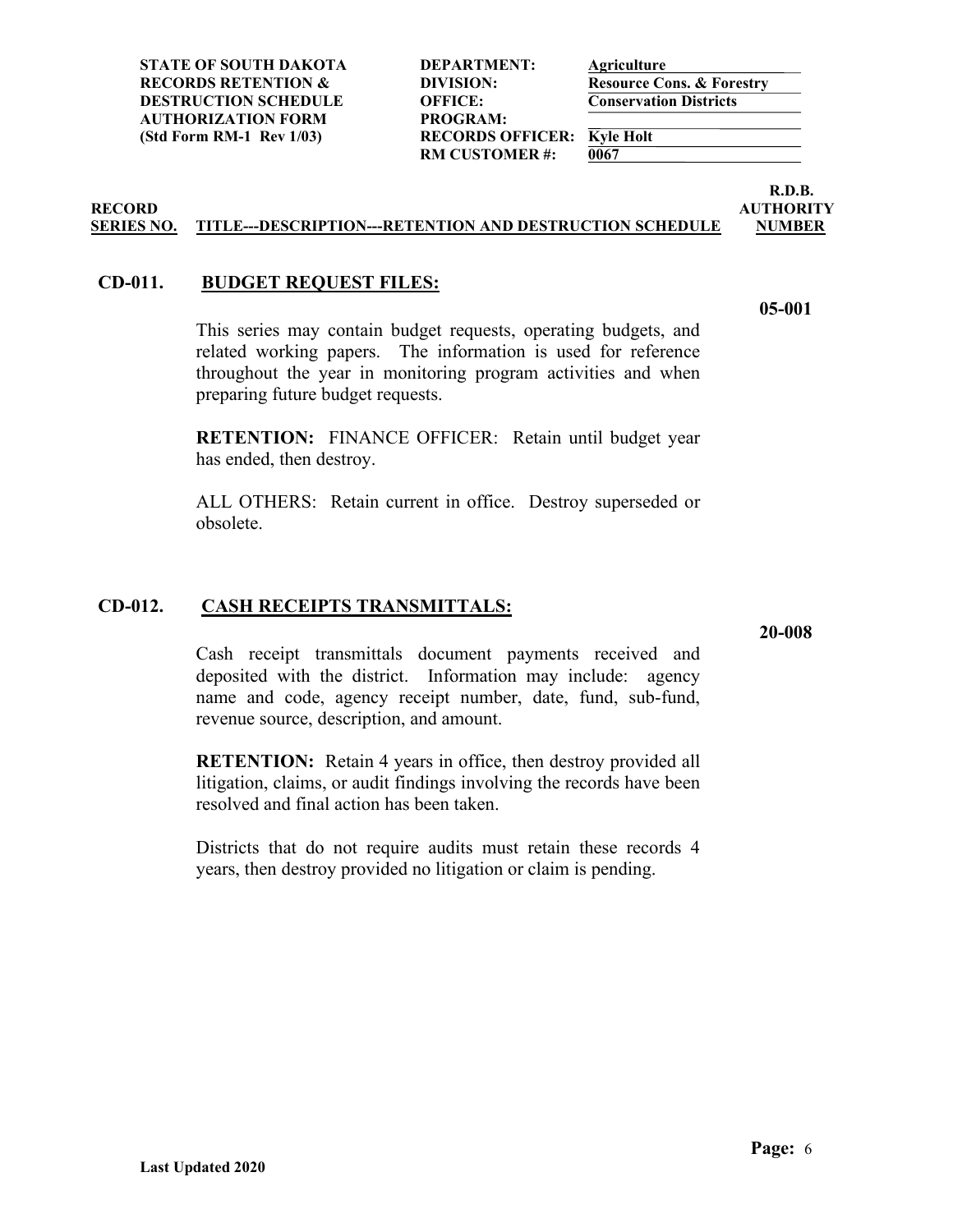| STATE OF SOUTH DAKOTA RECORDS RETENTION & DESTRUCTION SCHEDULE AUTHORIZATION FORM (Std Form RM-1 Rev 1/03) | | |
|---|---|---|
| | DEPARTMENT: | Agriculture |
| | DIVISION: | Resource Cons. & Forestry |
| | OFFICE: | Conservation Districts |
| | PROGRAM: | |
| | RECORDS OFFICER: | Kyle Holt |
| | RM CUSTOMER #: | 0067 |

| RECORD SERIES NO. | TITLE---DESCRIPTION---RETENTION AND DESTRUCTION SCHEDULE | R.D.B. AUTHORITY NUMBER |
|---|---|---|

**CD-011. BUDGET REQUEST FILES:** — **05-001**

This series may contain budget requests, operating budgets, and related working papers. The information is used for reference throughout the year in monitoring program activities and when preparing future budget requests.

**RETENTION:** FINANCE OFFICER: Retain until budget year has ended, then destroy.

ALL OTHERS: Retain current in office. Destroy superseded or obsolete.

**CD-012. CASH RECEIPTS TRANSMITTALS:** — **20-008**

Cash receipt transmittals document payments received and deposited with the district. Information may include: agency name and code, agency receipt number, date, fund, sub-fund, revenue source, description, and amount.

**RETENTION:** Retain 4 years in office, then destroy provided all litigation, claims, or audit findings involving the records have been resolved and final action has been taken.

Districts that do not require audits must retain these records 4 years, then destroy provided no litigation or claim is pending.

Last Updated 2020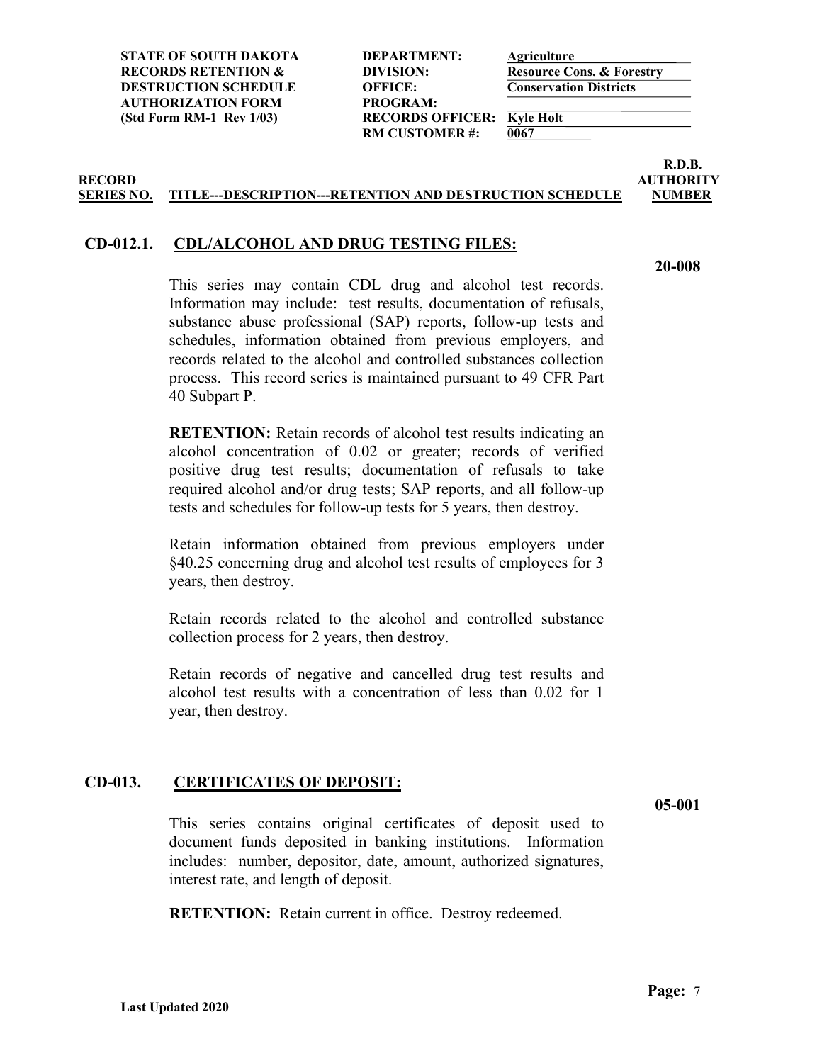| | | | |
|---|---|---|---|
| **STATE OF SOUTH DAKOTA** | **DEPARTMENT:** | **Agriculture** | |
| **RECORDS RETENTION &** | **DIVISION:** | **Resource Cons. & Forestry** | |
| **DESTRUCTION SCHEDULE** | **OFFICE:** | **Conservation Districts** | |
| **AUTHORIZATION FORM** | **PROGRAM:** | | |
| **(Std Form RM-1 Rev 1/03)** | **RECORDS OFFICER:** | **Kyle Holt** | |
| | **RM CUSTOMER #:** | **0067** | |

| RECORD SERIES NO. | TITLE---DESCRIPTION---RETENTION AND DESTRUCTION SCHEDULE | R.D.B. AUTHORITY NUMBER |
|---|---|---|

## CD-012.1. CDL/ALCOHOL AND DRUG TESTING FILES:

**20-008**

This series may contain CDL drug and alcohol test records. Information may include: test results, documentation of refusals, substance abuse professional (SAP) reports, follow-up tests and schedules, information obtained from previous employers, and records related to the alcohol and controlled substances collection process. This record series is maintained pursuant to 49 CFR Part 40 Subpart P.

**RETENTION:** Retain records of alcohol test results indicating an alcohol concentration of 0.02 or greater; records of verified positive drug test results; documentation of refusals to take required alcohol and/or drug tests; SAP reports, and all follow-up tests and schedules for follow-up tests for 5 years, then destroy.

Retain information obtained from previous employers under §40.25 concerning drug and alcohol test results of employees for 3 years, then destroy.

Retain records related to the alcohol and controlled substance collection process for 2 years, then destroy.

Retain records of negative and cancelled drug test results and alcohol test results with a concentration of less than 0.02 for 1 year, then destroy.

## CD-013. CERTIFICATES OF DEPOSIT:

**05-001**

This series contains original certificates of deposit used to document funds deposited in banking institutions. Information includes: number, depositor, date, amount, authorized signatures, interest rate, and length of deposit.

**RETENTION:** Retain current in office. Destroy redeemed.

**Last Updated 2020**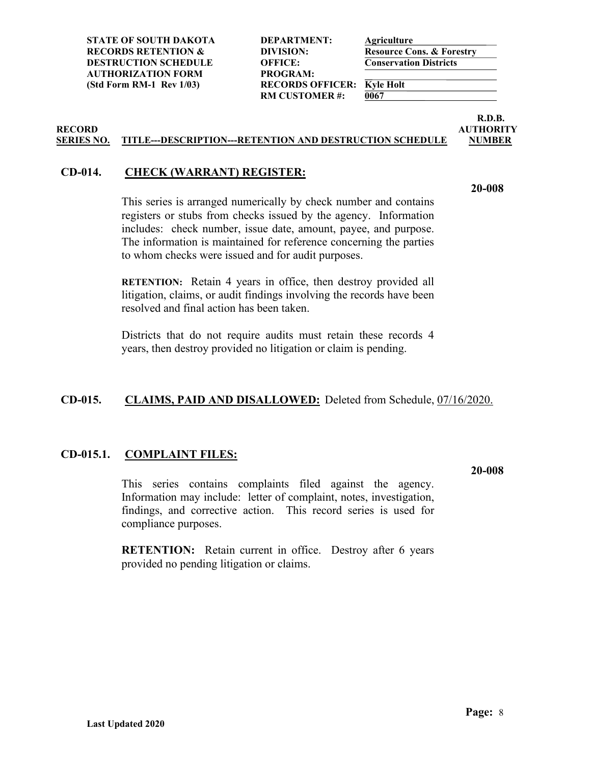**STATE OF SOUTH DAKOTA**
**RECORDS RETENTION &**
**DESTRUCTION SCHEDULE**
**AUTHORIZATION FORM**
**(Std Form RM-1 Rev 1/03)**

**DEPARTMENT:** Agriculture
**DIVISION:** Resource Cons. & Forestry
**OFFICE:** Conservation Districts
**PROGRAM:**
**RECORDS OFFICER:** Kyle Holt
**RM CUSTOMER #:** 0067

| RECORD SERIES NO. | TITLE---DESCRIPTION---RETENTION AND DESTRUCTION SCHEDULE | R.D.B. AUTHORITY NUMBER |
|---|---|---|

## CD-014. CHECK (WARRANT) REGISTER:

**20-008**

This series is arranged numerically by check number and contains registers or stubs from checks issued by the agency. Information includes: check number, issue date, amount, payee, and purpose. The information is maintained for reference concerning the parties to whom checks were issued and for audit purposes.

**RETENTION:** Retain 4 years in office, then destroy provided all litigation, claims, or audit findings involving the records have been resolved and final action has been taken.

Districts that do not require audits must retain these records 4 years, then destroy provided no litigation or claim is pending.

## CD-015. CLAIMS, PAID AND DISALLOWED: Deleted from Schedule, 07/16/2020.

## CD-015.1. COMPLAINT FILES:

**20-008**

This series contains complaints filed against the agency. Information may include: letter of complaint, notes, investigation, findings, and corrective action. This record series is used for compliance purposes.

**RETENTION:** Retain current in office. Destroy after 6 years provided no pending litigation or claims.

**Last Updated 2020**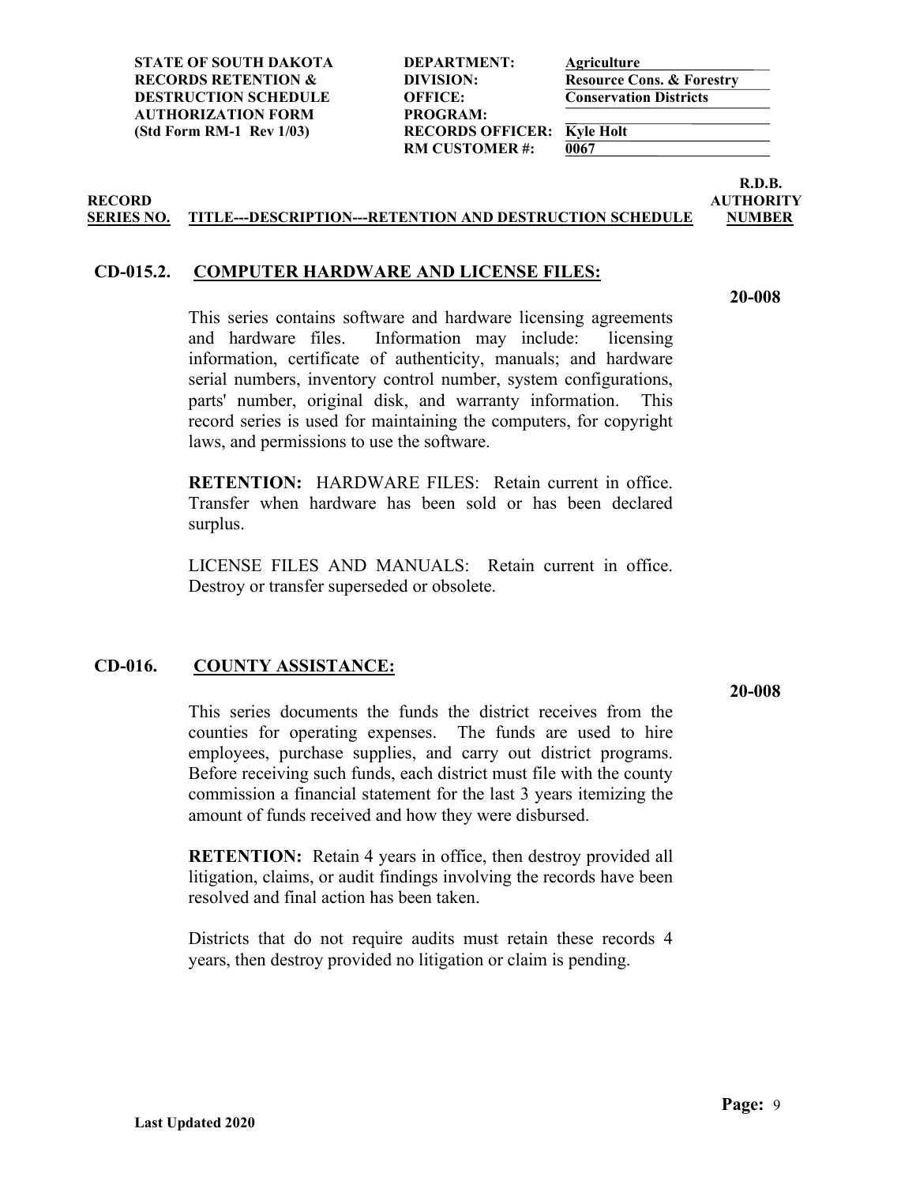| | | |
|---|---|---|
| **STATE OF SOUTH DAKOTA** | **DEPARTMENT:** | **Agriculture** |
| **RECORDS RETENTION &** | **DIVISION:** | **Resource Cons. & Forestry** |
| **DESTRUCTION SCHEDULE** | **OFFICE:** | **Conservation Districts** |
| **AUTHORIZATION FORM** | **PROGRAM:** | |
| **(Std Form RM-1 Rev 1/03)** | **RECORDS OFFICER:** | **Kyle Holt** |
| | **RM CUSTOMER #:** | **0067** |

| **RECORD SERIES NO.** | **TITLE---DESCRIPTION---RETENTION AND DESTRUCTION SCHEDULE** | **R.D.B. AUTHORITY NUMBER** |
|---|---|---|

## CD-015.2. COMPUTER HARDWARE AND LICENSE FILES:

**20-008**

This series contains software and hardware licensing agreements and hardware files. Information may include: licensing information, certificate of authenticity, manuals; and hardware serial numbers, inventory control number, system configurations, parts' number, original disk, and warranty information. This record series is used for maintaining the computers, for copyright laws, and permissions to use the software.

**RETENTION:** HARDWARE FILES: Retain current in office. Transfer when hardware has been sold or has been declared surplus.

LICENSE FILES AND MANUALS: Retain current in office. Destroy or transfer superseded or obsolete.

## CD-016. COUNTY ASSISTANCE:

**20-008**

This series documents the funds the district receives from the counties for operating expenses. The funds are used to hire employees, purchase supplies, and carry out district programs. Before receiving such funds, each district must file with the county commission a financial statement for the last 3 years itemizing the amount of funds received and how they were disbursed.

**RETENTION:** Retain 4 years in office, then destroy provided all litigation, claims, or audit findings involving the records have been resolved and final action has been taken.

Districts that do not require audits must retain these records 4 years, then destroy provided no litigation or claim is pending.

**Last Updated 2020**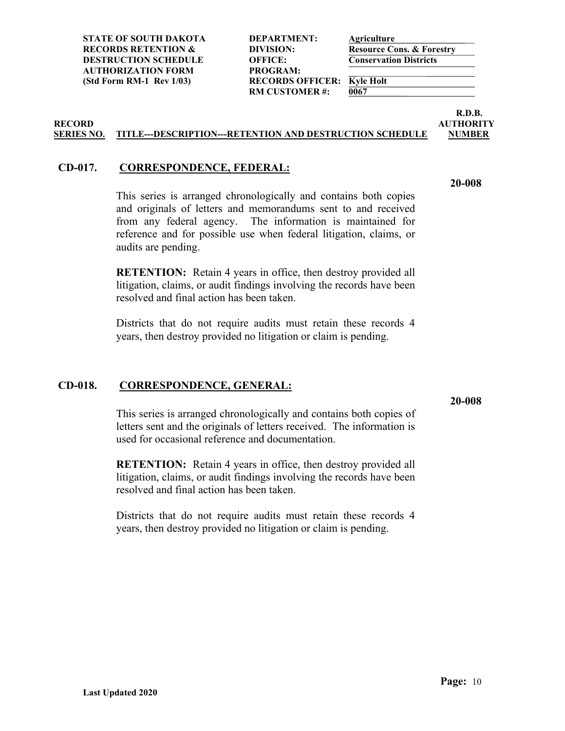**STATE OF SOUTH DAKOTA**
**RECORDS RETENTION & DESTRUCTION SCHEDULE AUTHORIZATION FORM**
**(Std Form RM-1 Rev 1/03)**

| | |
|---|---|
| **DEPARTMENT:** | **Agriculture** |
| **DIVISION:** | **Resource Cons. & Forestry** |
| **OFFICE:** | **Conservation Districts** |
| **PROGRAM:** | |
| **RECORDS OFFICER:** | **Kyle Holt** |
| **RM CUSTOMER #:** | **0067** |

| **RECORD SERIES NO.** | **TITLE---DESCRIPTION---RETENTION AND DESTRUCTION SCHEDULE** | **R.D.B. AUTHORITY NUMBER** |
|---|---|---|

## CD-017. CORRESPONDENCE, FEDERAL:

**20-008**

This series is arranged chronologically and contains both copies and originals of letters and memorandums sent to and received from any federal agency. The information is maintained for reference and for possible use when federal litigation, claims, or audits are pending.

**RETENTION:** Retain 4 years in office, then destroy provided all litigation, claims, or audit findings involving the records have been resolved and final action has been taken.

Districts that do not require audits must retain these records 4 years, then destroy provided no litigation or claim is pending.

## CD-018. CORRESPONDENCE, GENERAL:

**20-008**

This series is arranged chronologically and contains both copies of letters sent and the originals of letters received. The information is used for occasional reference and documentation.

**RETENTION:** Retain 4 years in office, then destroy provided all litigation, claims, or audit findings involving the records have been resolved and final action has been taken.

Districts that do not require audits must retain these records 4 years, then destroy provided no litigation or claim is pending.

**Last Updated 2020**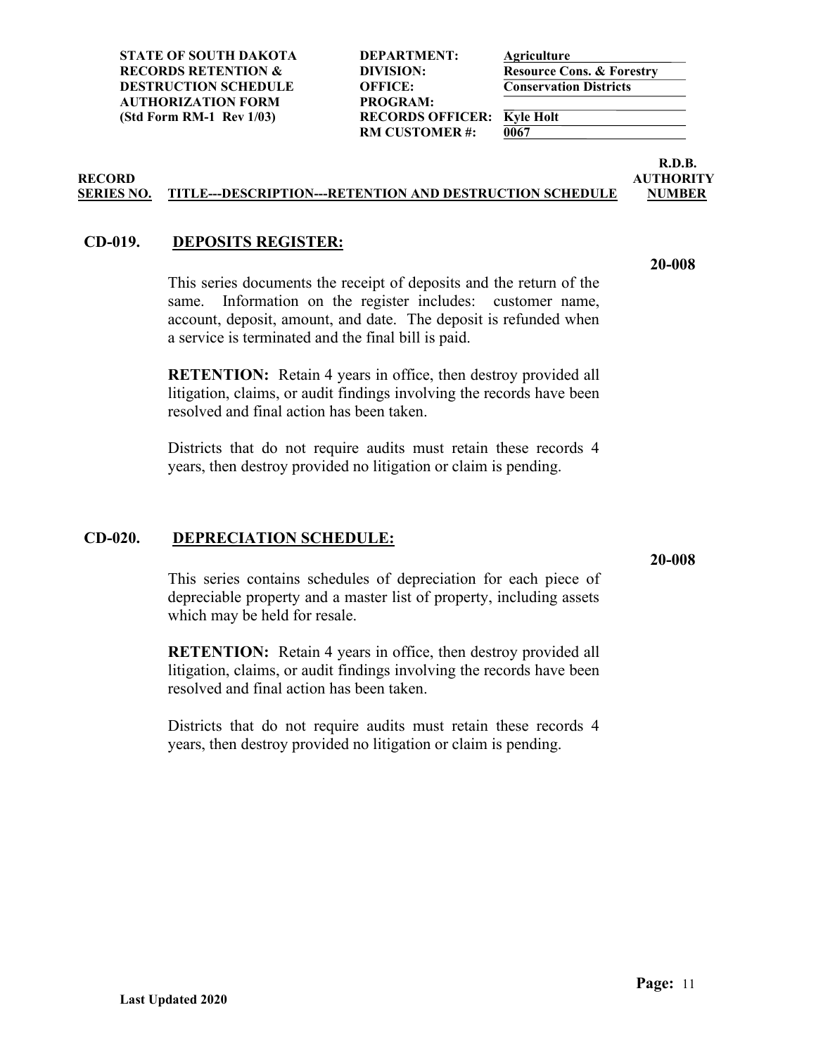| | | |
|---|---|---|
| **STATE OF SOUTH DAKOTA RECORDS RETENTION & DESTRUCTION SCHEDULE AUTHORIZATION FORM (Std Form RM-1 Rev 1/03)** | **DEPARTMENT:** | **Agriculture** |
| | **DIVISION:** | **Resource Cons. & Forestry** |
| | **OFFICE:** | **Conservation Districts** |
| | **PROGRAM:** | |
| | **RECORDS OFFICER:** | **Kyle Holt** |
| | **RM CUSTOMER #:** | **0067** |

| RECORD SERIES NO. | TITLE---DESCRIPTION---RETENTION AND DESTRUCTION SCHEDULE | R.D.B. AUTHORITY NUMBER |
|---|---|---|

## CD-019. DEPOSITS REGISTER:

**20-008**

This series documents the receipt of deposits and the return of the same. Information on the register includes: customer name, account, deposit, amount, and date. The deposit is refunded when a service is terminated and the final bill is paid.

**RETENTION:** Retain 4 years in office, then destroy provided all litigation, claims, or audit findings involving the records have been resolved and final action has been taken.

Districts that do not require audits must retain these records 4 years, then destroy provided no litigation or claim is pending.

## CD-020. DEPRECIATION SCHEDULE:

**20-008**

This series contains schedules of depreciation for each piece of depreciable property and a master list of property, including assets which may be held for resale.

**RETENTION:** Retain 4 years in office, then destroy provided all litigation, claims, or audit findings involving the records have been resolved and final action has been taken.

Districts that do not require audits must retain these records 4 years, then destroy provided no litigation or claim is pending.

**Last Updated 2020**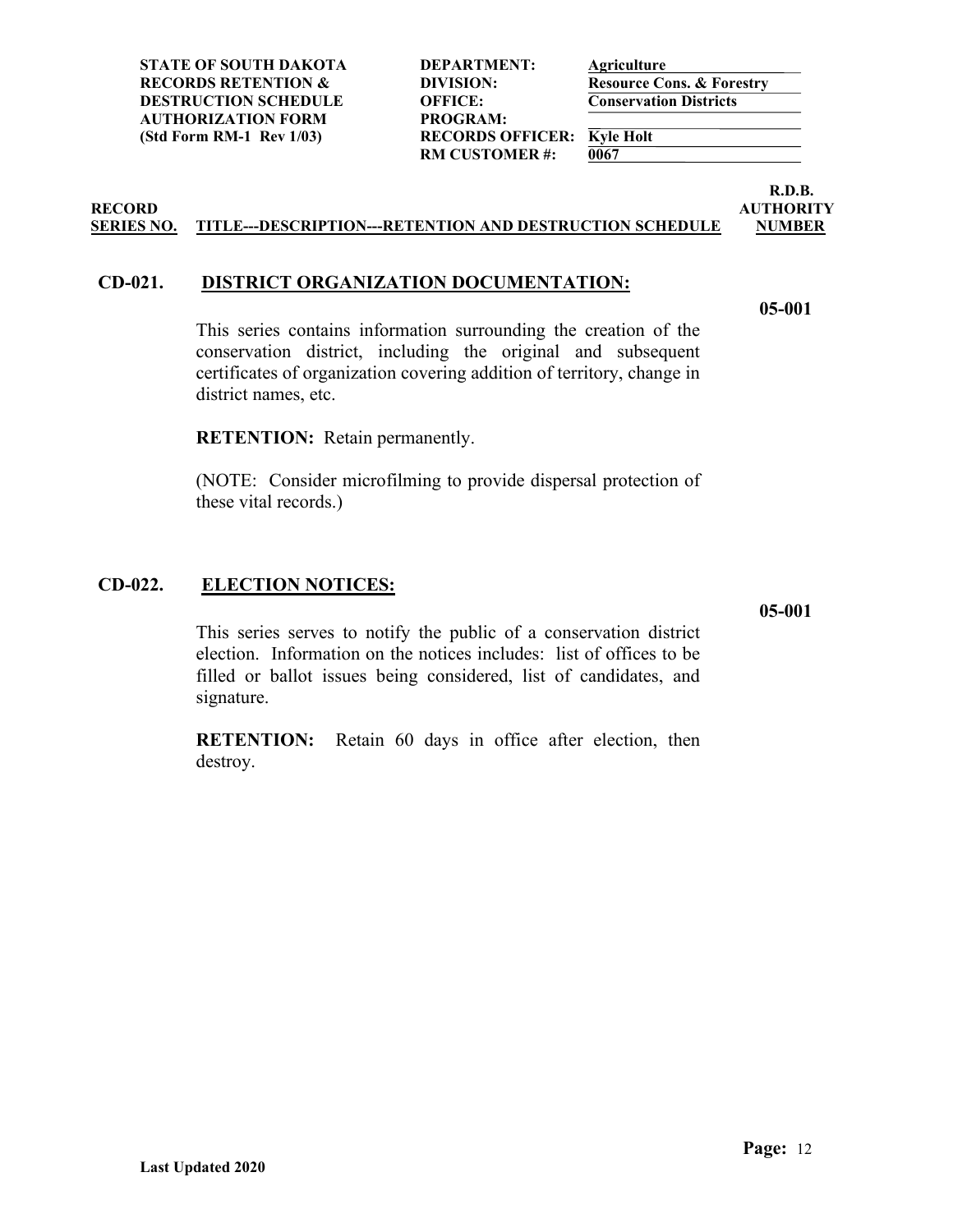| STATE OF SOUTH DAKOTA RECORDS RETENTION & DESTRUCTION SCHEDULE AUTHORIZATION FORM (Std Form RM-1 Rev 1/03) | | |
|---|---|---|
| | DEPARTMENT: | Agriculture |
| | DIVISION: | Resource Cons. & Forestry |
| | OFFICE: | Conservation Districts |
| | PROGRAM: | |
| | RECORDS OFFICER: | Kyle Holt |
| | RM CUSTOMER #: | 0067 |

| RECORD SERIES NO. | TITLE---DESCRIPTION---RETENTION AND DESTRUCTION SCHEDULE | R.D.B. AUTHORITY NUMBER |
|---|---|---|

## CD-021. DISTRICT ORGANIZATION DOCUMENTATION:

**05-001**

This series contains information surrounding the creation of the conservation district, including the original and subsequent certificates of organization covering addition of territory, change in district names, etc.

**RETENTION:** Retain permanently.

(NOTE: Consider microfilming to provide dispersal protection of these vital records.)

## CD-022. ELECTION NOTICES:

**05-001**

This series serves to notify the public of a conservation district election. Information on the notices includes: list of offices to be filled or ballot issues being considered, list of candidates, and signature.

**RETENTION:** Retain 60 days in office after election, then destroy.

Last Updated 2020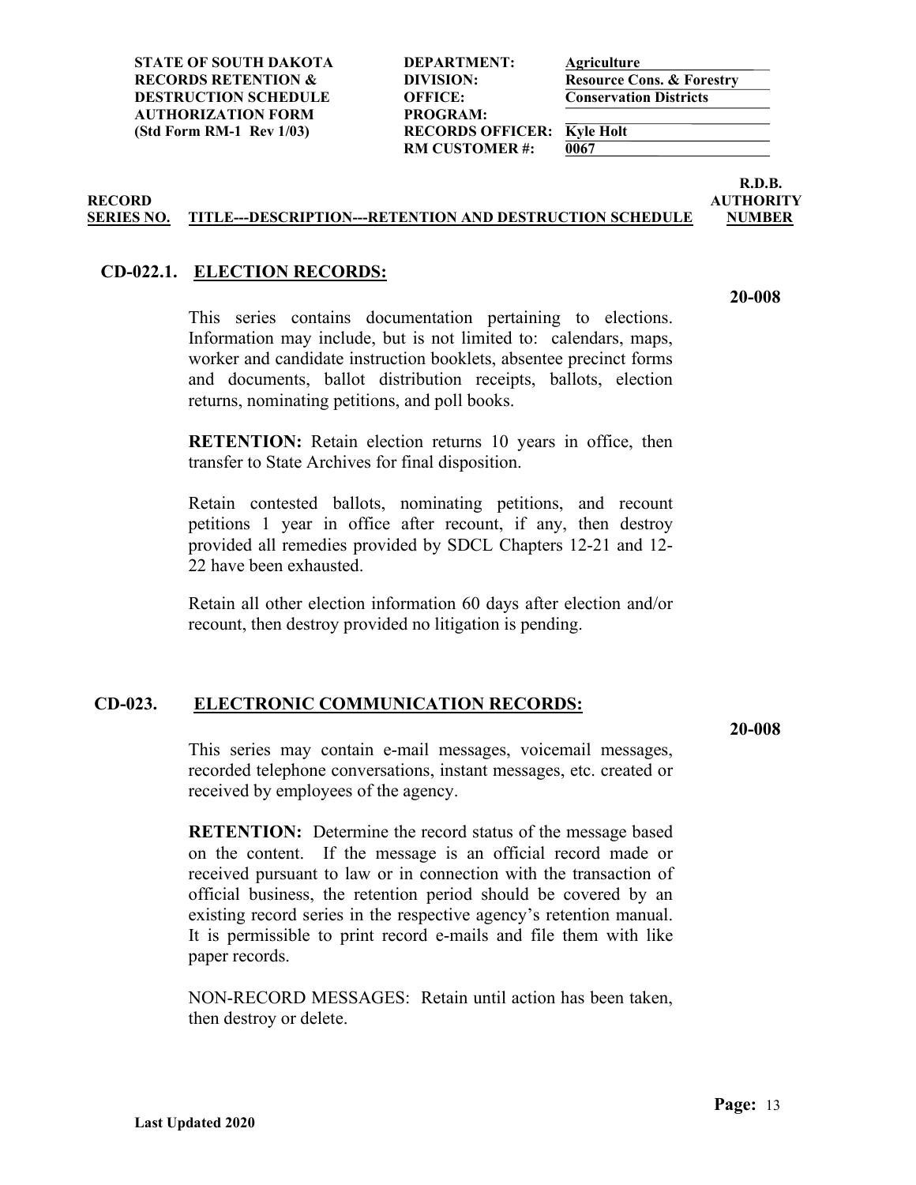| STATE OF SOUTH DAKOTA RECORDS RETENTION & DESTRUCTION SCHEDULE AUTHORIZATION FORM (Std Form RM-1 Rev 1/03) | | |
|---|---|---|
| | DEPARTMENT: | Agriculture |
| | DIVISION: | Resource Cons. & Forestry |
| | OFFICE: | Conservation Districts |
| | PROGRAM: | |
| | RECORDS OFFICER: | Kyle Holt |
| | RM CUSTOMER #: | 0067 |

| RECORD SERIES NO. | TITLE---DESCRIPTION---RETENTION AND DESTRUCTION SCHEDULE | R.D.B. AUTHORITY NUMBER |
|---|---|---|

## CD-022.1. ELECTION RECORDS:

**20-008**

This series contains documentation pertaining to elections. Information may include, but is not limited to: calendars, maps, worker and candidate instruction booklets, absentee precinct forms and documents, ballot distribution receipts, ballots, election returns, nominating petitions, and poll books.

**RETENTION:** Retain election returns 10 years in office, then transfer to State Archives for final disposition.

Retain contested ballots, nominating petitions, and recount petitions 1 year in office after recount, if any, then destroy provided all remedies provided by SDCL Chapters 12-21 and 12-22 have been exhausted.

Retain all other election information 60 days after election and/or recount, then destroy provided no litigation is pending.

## CD-023. ELECTRONIC COMMUNICATION RECORDS:

**20-008**

This series may contain e-mail messages, voicemail messages, recorded telephone conversations, instant messages, etc. created or received by employees of the agency.

**RETENTION:** Determine the record status of the message based on the content. If the message is an official record made or received pursuant to law or in connection with the transaction of official business, the retention period should be covered by an existing record series in the respective agency's retention manual. It is permissible to print record e-mails and file them with like paper records.

NON-RECORD MESSAGES: Retain until action has been taken, then destroy or delete.

Last Updated 2020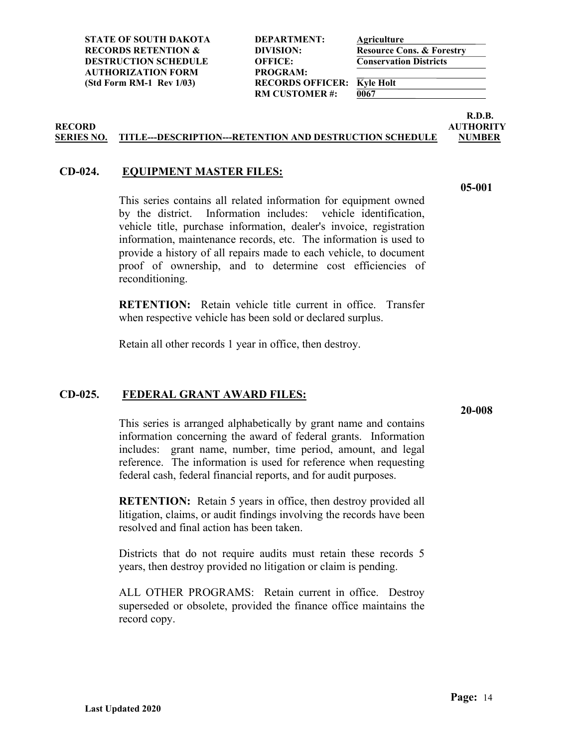| STATE OF SOUTH DAKOTA RECORDS RETENTION & DESTRUCTION SCHEDULE AUTHORIZATION FORM (Std Form RM-1 Rev 1/03) | | |
|---|---|---|
| | DEPARTMENT: | Agriculture |
| | DIVISION: | Resource Cons. & Forestry |
| | OFFICE: | Conservation Districts |
| | PROGRAM: | |
| | RECORDS OFFICER: | Kyle Holt |
| | RM CUSTOMER #: | 0067 |

| RECORD SERIES NO. | TITLE---DESCRIPTION---RETENTION AND DESTRUCTION SCHEDULE | R.D.B. AUTHORITY NUMBER |
|---|---|---|

## CD-024. EQUIPMENT MASTER FILES:

**05-001**

This series contains all related information for equipment owned by the district. Information includes: vehicle identification, vehicle title, purchase information, dealer's invoice, registration information, maintenance records, etc. The information is used to provide a history of all repairs made to each vehicle, to document proof of ownership, and to determine cost efficiencies of reconditioning.

**RETENTION:** Retain vehicle title current in office. Transfer when respective vehicle has been sold or declared surplus.

Retain all other records 1 year in office, then destroy.

## CD-025. FEDERAL GRANT AWARD FILES:

**20-008**

This series is arranged alphabetically by grant name and contains information concerning the award of federal grants. Information includes: grant name, number, time period, amount, and legal reference. The information is used for reference when requesting federal cash, federal financial reports, and for audit purposes.

**RETENTION:** Retain 5 years in office, then destroy provided all litigation, claims, or audit findings involving the records have been resolved and final action has been taken.

Districts that do not require audits must retain these records 5 years, then destroy provided no litigation or claim is pending.

ALL OTHER PROGRAMS: Retain current in office. Destroy superseded or obsolete, provided the finance office maintains the record copy.

Last Updated 2020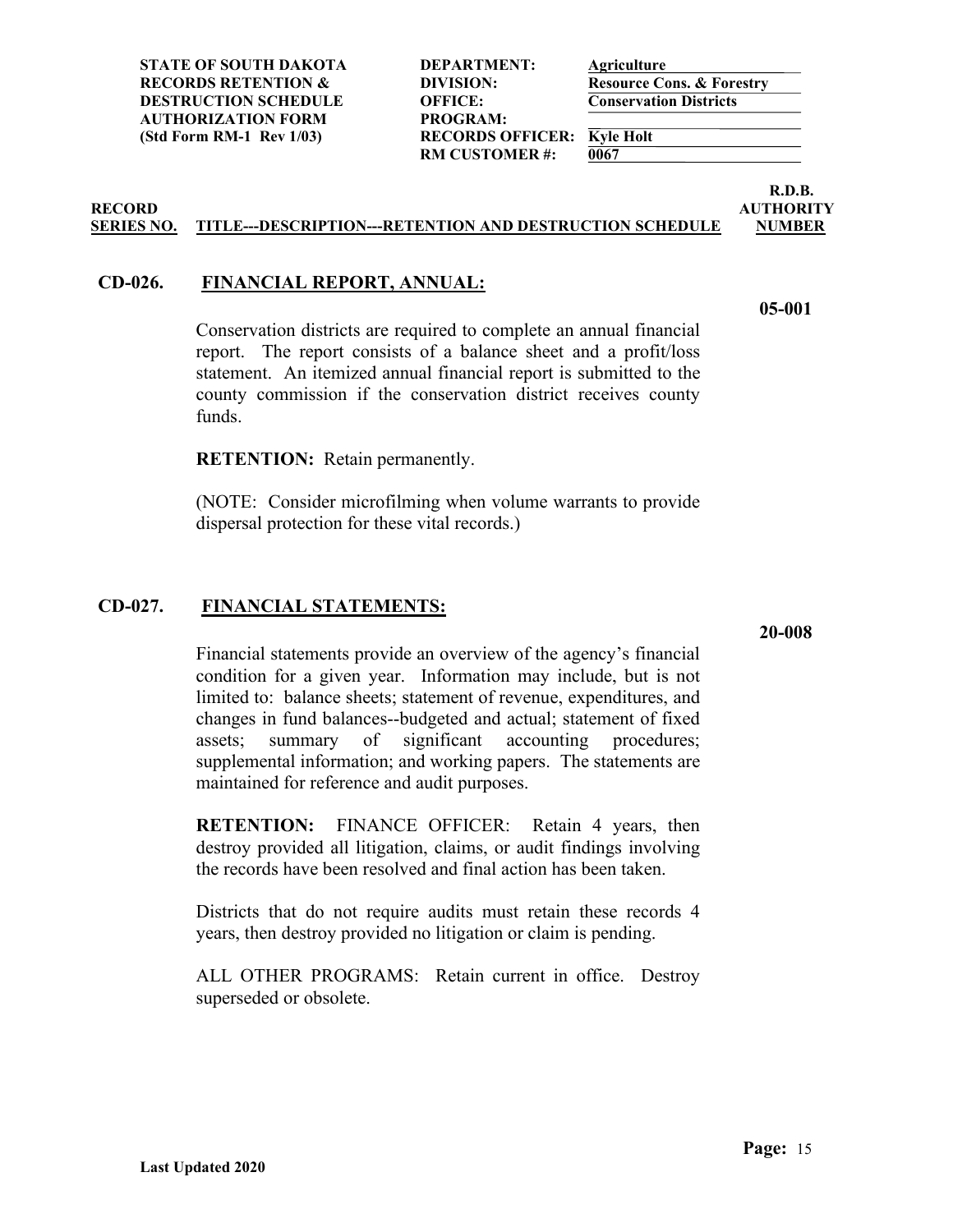**STATE OF SOUTH DAKOTA**
**RECORDS RETENTION & DESTRUCTION SCHEDULE AUTHORIZATION FORM**
**(Std Form RM-1 Rev 1/03)**

| | |
|---|---|
| **DEPARTMENT:** | **Agriculture** |
| **DIVISION:** | **Resource Cons. & Forestry** |
| **OFFICE:** | **Conservation Districts** |
| **PROGRAM:** | |
| **RECORDS OFFICER:** | **Kyle Holt** |
| **RM CUSTOMER #:** | **0067** |

| RECORD SERIES NO. | TITLE---DESCRIPTION---RETENTION AND DESTRUCTION SCHEDULE | R.D.B. AUTHORITY NUMBER |
|---|---|---|

## CD-026. FINANCIAL REPORT, ANNUAL:

**05-001**

Conservation districts are required to complete an annual financial report. The report consists of a balance sheet and a profit/loss statement. An itemized annual financial report is submitted to the county commission if the conservation district receives county funds.

**RETENTION:** Retain permanently.

(NOTE: Consider microfilming when volume warrants to provide dispersal protection for these vital records.)

## CD-027. FINANCIAL STATEMENTS:

**20-008**

Financial statements provide an overview of the agency's financial condition for a given year. Information may include, but is not limited to: balance sheets; statement of revenue, expenditures, and changes in fund balances--budgeted and actual; statement of fixed assets; summary of significant accounting procedures; supplemental information; and working papers. The statements are maintained for reference and audit purposes.

**RETENTION:** FINANCE OFFICER: Retain 4 years, then destroy provided all litigation, claims, or audit findings involving the records have been resolved and final action has been taken.

Districts that do not require audits must retain these records 4 years, then destroy provided no litigation or claim is pending.

ALL OTHER PROGRAMS: Retain current in office. Destroy superseded or obsolete.

Last Updated 2020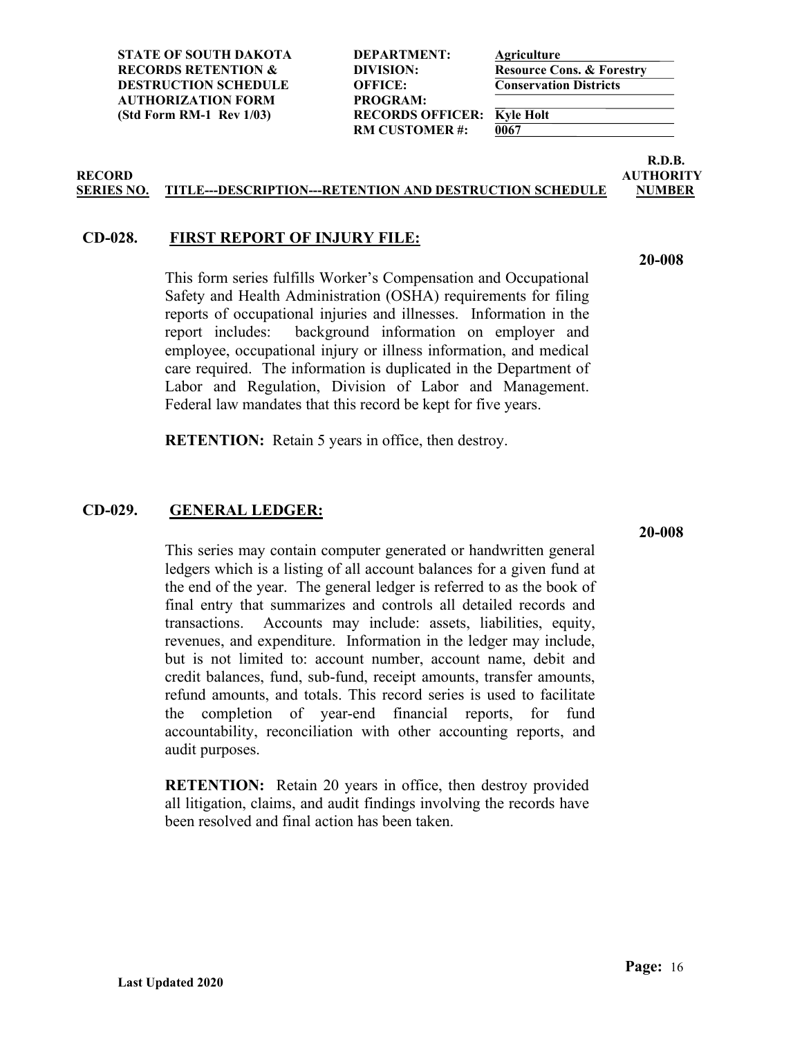**STATE OF SOUTH DAKOTA**
**RECORDS RETENTION & DESTRUCTION SCHEDULE AUTHORIZATION FORM**
**(Std Form RM-1 Rev 1/03)**

**DEPARTMENT:** Agriculture
**DIVISION:** Resource Cons. & Forestry
**OFFICE:** Conservation Districts
**PROGRAM:**
**RECORDS OFFICER:** Kyle Holt
**RM CUSTOMER #:** 0067

| RECORD SERIES NO. | TITLE---DESCRIPTION---RETENTION AND DESTRUCTION SCHEDULE | R.D.B. AUTHORITY NUMBER |
|---|---|---|

## CD-028. FIRST REPORT OF INJURY FILE:

**20-008**

This form series fulfills Worker's Compensation and Occupational Safety and Health Administration (OSHA) requirements for filing reports of occupational injuries and illnesses. Information in the report includes: background information on employer and employee, occupational injury or illness information, and medical care required. The information is duplicated in the Department of Labor and Regulation, Division of Labor and Management. Federal law mandates that this record be kept for five years.

**RETENTION:** Retain 5 years in office, then destroy.

## CD-029. GENERAL LEDGER:

**20-008**

This series may contain computer generated or handwritten general ledgers which is a listing of all account balances for a given fund at the end of the year. The general ledger is referred to as the book of final entry that summarizes and controls all detailed records and transactions. Accounts may include: assets, liabilities, equity, revenues, and expenditure. Information in the ledger may include, but is not limited to: account number, account name, debit and credit balances, fund, sub-fund, receipt amounts, transfer amounts, refund amounts, and totals. This record series is used to facilitate the completion of year-end financial reports, for fund accountability, reconciliation with other accounting reports, and audit purposes.

**RETENTION:** Retain 20 years in office, then destroy provided all litigation, claims, and audit findings involving the records have been resolved and final action has been taken.

**Last Updated 2020**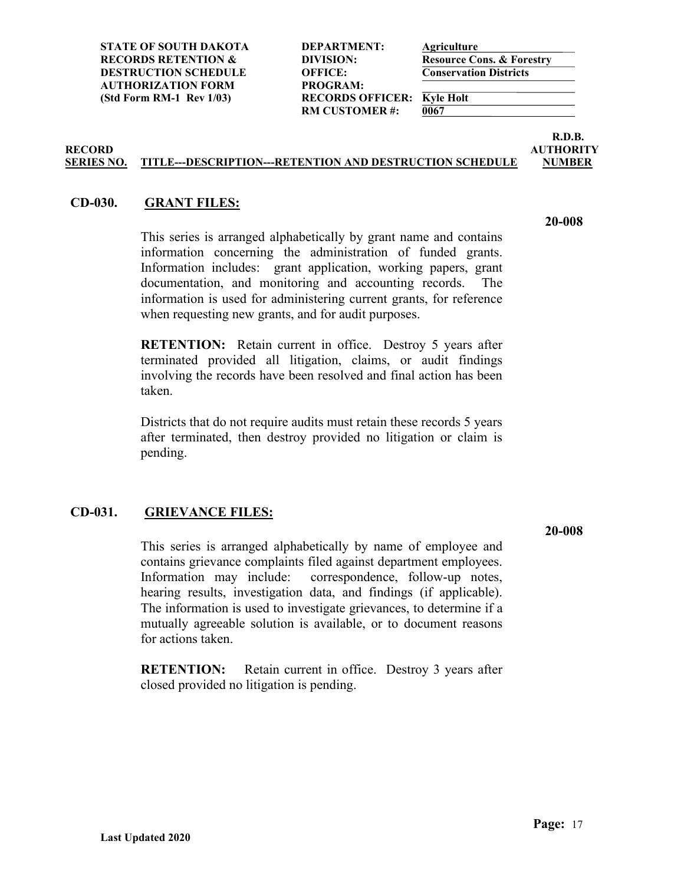| | | | |
|---|---|---|---|
| **STATE OF SOUTH DAKOTA** | **DEPARTMENT:** | **Agriculture** | |
| **RECORDS RETENTION &** | **DIVISION:** | **Resource Cons. & Forestry** | |
| **DESTRUCTION SCHEDULE** | **OFFICE:** | **Conservation Districts** | |
| **AUTHORIZATION FORM** | **PROGRAM:** | | |
| **(Std Form RM-1 Rev 1/03)** | **RECORDS OFFICER:** | **Kyle Holt** | |
| | **RM CUSTOMER #:** | **0067** | |

| RECORD SERIES NO. | TITLE---DESCRIPTION---RETENTION AND DESTRUCTION SCHEDULE | R.D.B. AUTHORITY NUMBER |
|---|---|---|

## CD-030. GRANT FILES:

**20-008**

This series is arranged alphabetically by grant name and contains information concerning the administration of funded grants. Information includes: grant application, working papers, grant documentation, and monitoring and accounting records. The information is used for administering current grants, for reference when requesting new grants, and for audit purposes.

**RETENTION:** Retain current in office. Destroy 5 years after terminated provided all litigation, claims, or audit findings involving the records have been resolved and final action has been taken.

Districts that do not require audits must retain these records 5 years after terminated, then destroy provided no litigation or claim is pending.

## CD-031. GRIEVANCE FILES:

**20-008**

This series is arranged alphabetically by name of employee and contains grievance complaints filed against department employees. Information may include: correspondence, follow-up notes, hearing results, investigation data, and findings (if applicable). The information is used to investigate grievances, to determine if a mutually agreeable solution is available, or to document reasons for actions taken.

**RETENTION:** Retain current in office. Destroy 3 years after closed provided no litigation is pending.

**Last Updated 2020**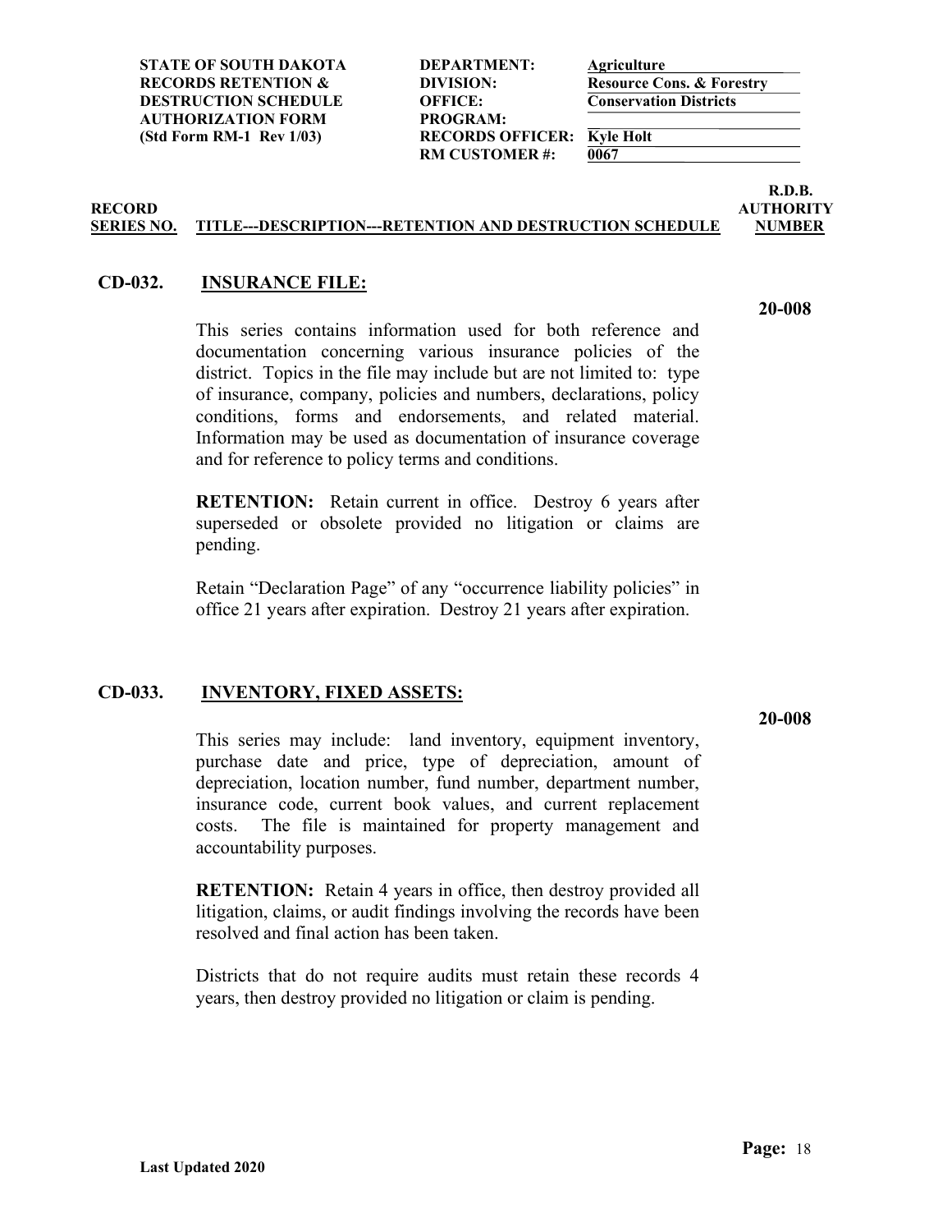| | | | |
|---|---|---|---|
| **STATE OF SOUTH DAKOTA** | **DEPARTMENT:** | **Agriculture** | |
| **RECORDS RETENTION &** | **DIVISION:** | **Resource Cons. & Forestry** | |
| **DESTRUCTION SCHEDULE** | **OFFICE:** | **Conservation Districts** | |
| **AUTHORIZATION FORM** | **PROGRAM:** | | |
| **(Std Form RM-1 Rev 1/03)** | **RECORDS OFFICER:** | **Kyle Holt** | |
| | **RM CUSTOMER #:** | **0067** | |

| RECORD SERIES NO. | TITLE---DESCRIPTION---RETENTION AND DESTRUCTION SCHEDULE | R.D.B. AUTHORITY NUMBER |
|---|---|---|

## CD-032. INSURANCE FILE:

**20-008**

This series contains information used for both reference and documentation concerning various insurance policies of the district. Topics in the file may include but are not limited to: type of insurance, company, policies and numbers, declarations, policy conditions, forms and endorsements, and related material. Information may be used as documentation of insurance coverage and for reference to policy terms and conditions.

**RETENTION:** Retain current in office. Destroy 6 years after superseded or obsolete provided no litigation or claims are pending.

Retain "Declaration Page" of any "occurrence liability policies" in office 21 years after expiration. Destroy 21 years after expiration.

## CD-033. INVENTORY, FIXED ASSETS:

**20-008**

This series may include: land inventory, equipment inventory, purchase date and price, type of depreciation, amount of depreciation, location number, fund number, department number, insurance code, current book values, and current replacement costs. The file is maintained for property management and accountability purposes.

**RETENTION:** Retain 4 years in office, then destroy provided all litigation, claims, or audit findings involving the records have been resolved and final action has been taken.

Districts that do not require audits must retain these records 4 years, then destroy provided no litigation or claim is pending.

**Last Updated 2020**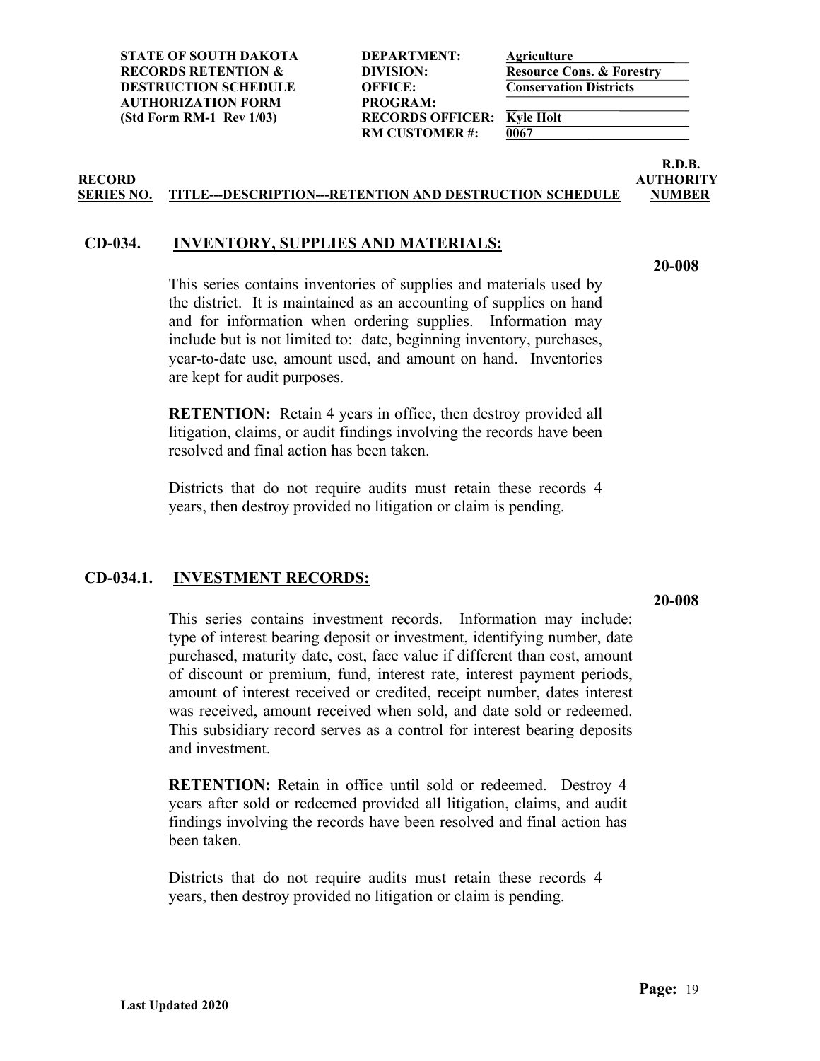**STATE OF SOUTH DAKOTA RECORDS RETENTION & DESTRUCTION SCHEDULE AUTHORIZATION FORM (Std Form RM-1 Rev 1/03)**

| | |
|---|---|
| **DEPARTMENT:** | **Agriculture** |
| **DIVISION:** | **Resource Cons. & Forestry** |
| **OFFICE:** | **Conservation Districts** |
| **PROGRAM:** | |
| **RECORDS OFFICER:** | **Kyle Holt** |
| **RM CUSTOMER #:** | **0067** |

| RECORD SERIES NO. | TITLE---DESCRIPTION---RETENTION AND DESTRUCTION SCHEDULE | R.D.B. AUTHORITY NUMBER |
|---|---|---|

## CD-034. INVENTORY, SUPPLIES AND MATERIALS:

**20-008**

This series contains inventories of supplies and materials used by the district. It is maintained as an accounting of supplies on hand and for information when ordering supplies. Information may include but is not limited to: date, beginning inventory, purchases, year-to-date use, amount used, and amount on hand. Inventories are kept for audit purposes.

**RETENTION:** Retain 4 years in office, then destroy provided all litigation, claims, or audit findings involving the records have been resolved and final action has been taken.

Districts that do not require audits must retain these records 4 years, then destroy provided no litigation or claim is pending.

## CD-034.1. INVESTMENT RECORDS:

**20-008**

This series contains investment records. Information may include: type of interest bearing deposit or investment, identifying number, date purchased, maturity date, cost, face value if different than cost, amount of discount or premium, fund, interest rate, interest payment periods, amount of interest received or credited, receipt number, dates interest was received, amount received when sold, and date sold or redeemed. This subsidiary record serves as a control for interest bearing deposits and investment.

**RETENTION:** Retain in office until sold or redeemed. Destroy 4 years after sold or redeemed provided all litigation, claims, and audit findings involving the records have been resolved and final action has been taken.

Districts that do not require audits must retain these records 4 years, then destroy provided no litigation or claim is pending.

**Last Updated 2020**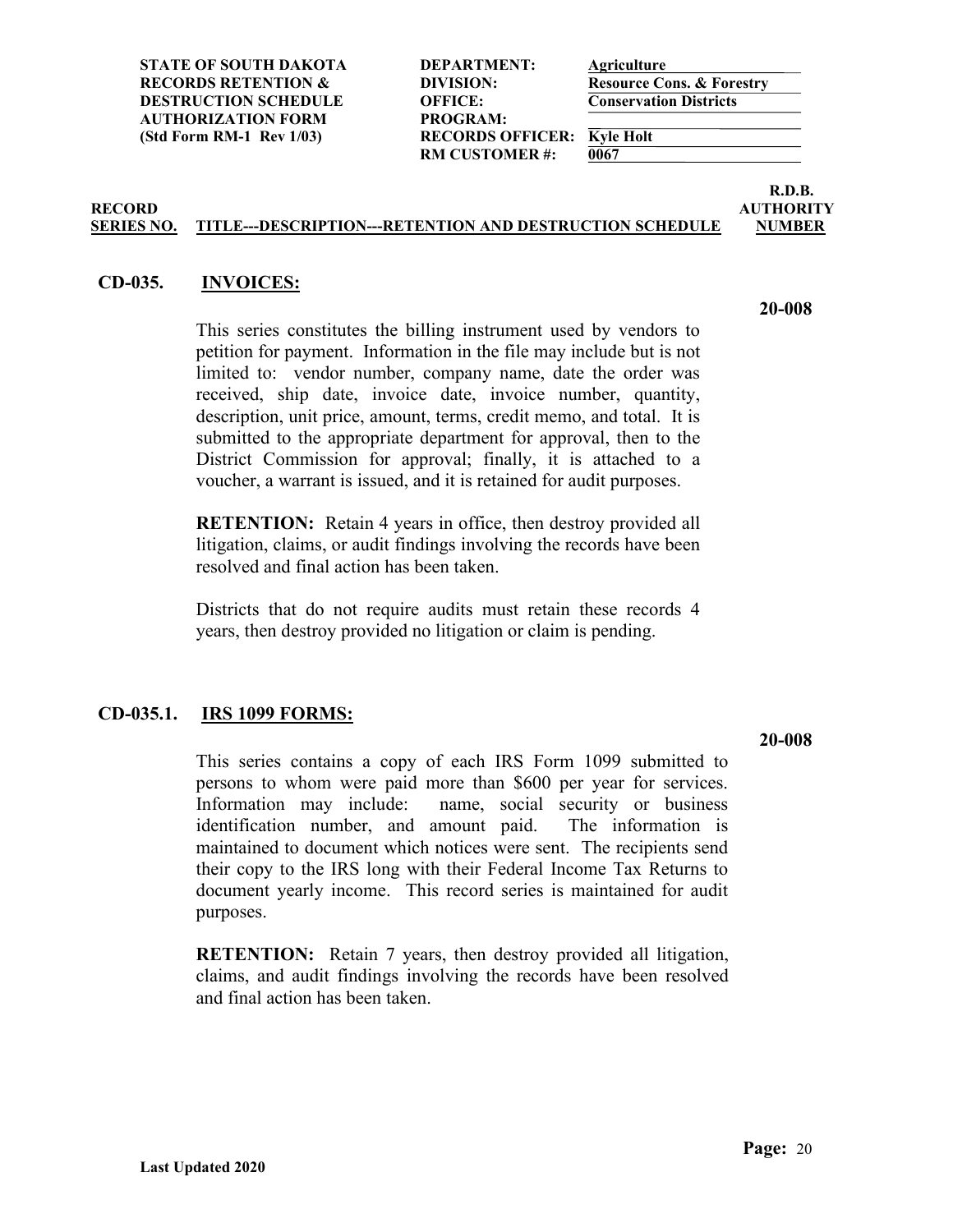**STATE OF SOUTH DAKOTA**
**RECORDS RETENTION &**
**DESTRUCTION SCHEDULE**
**AUTHORIZATION FORM**
**(Std Form RM-1 Rev 1/03)**

| | |
|---|---|
| **DEPARTMENT:** | **Agriculture** |
| **DIVISION:** | **Resource Cons. & Forestry** |
| **OFFICE:** | **Conservation Districts** |
| **PROGRAM:** | |
| **RECORDS OFFICER:** | **Kyle Holt** |
| **RM CUSTOMER #:** | **0067** |

| RECORD SERIES NO. | TITLE---DESCRIPTION---RETENTION AND DESTRUCTION SCHEDULE | R.D.B. AUTHORITY NUMBER |
|---|---|---|

## CD-035. INVOICES:

**20-008**

This series constitutes the billing instrument used by vendors to petition for payment. Information in the file may include but is not limited to: vendor number, company name, date the order was received, ship date, invoice date, invoice number, quantity, description, unit price, amount, terms, credit memo, and total. It is submitted to the appropriate department for approval, then to the District Commission for approval; finally, it is attached to a voucher, a warrant is issued, and it is retained for audit purposes.

**RETENTION:** Retain 4 years in office, then destroy provided all litigation, claims, or audit findings involving the records have been resolved and final action has been taken.

Districts that do not require audits must retain these records 4 years, then destroy provided no litigation or claim is pending.

## CD-035.1. IRS 1099 FORMS:

**20-008**

This series contains a copy of each IRS Form 1099 submitted to persons to whom were paid more than $600 per year for services. Information may include: name, social security or business identification number, and amount paid. The information is maintained to document which notices were sent. The recipients send their copy to the IRS long with their Federal Income Tax Returns to document yearly income. This record series is maintained for audit purposes.

**RETENTION:** Retain 7 years, then destroy provided all litigation, claims, and audit findings involving the records have been resolved and final action has been taken.

**Last Updated 2020**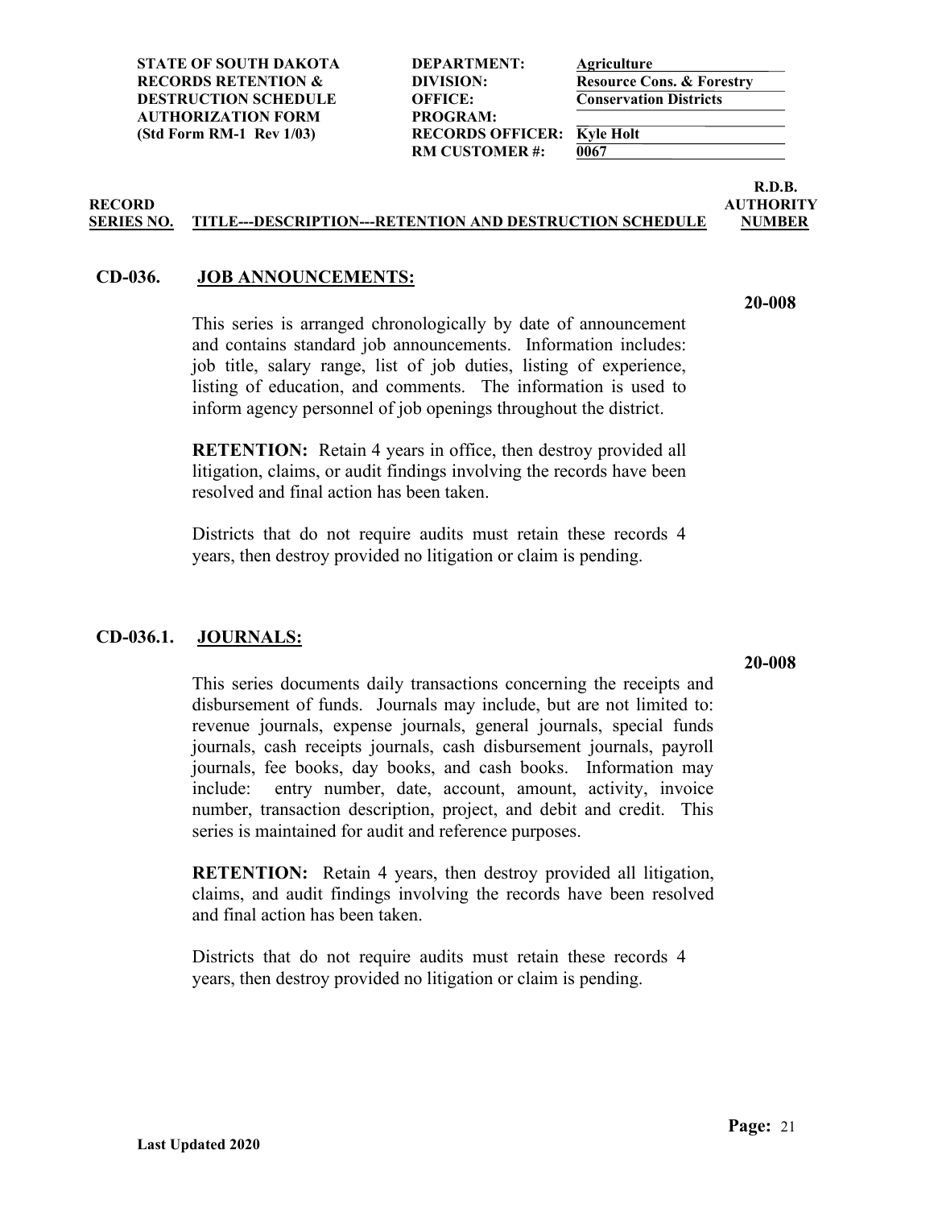| | | |
|---|---|---|
| **STATE OF SOUTH DAKOTA** | **DEPARTMENT:** | **Agriculture** |
| **RECORDS RETENTION &** | **DIVISION:** | **Resource Cons. & Forestry** |
| **DESTRUCTION SCHEDULE** | **OFFICE:** | **Conservation Districts** |
| **AUTHORIZATION FORM** | **PROGRAM:** | |
| **(Std Form RM-1 Rev 1/03)** | **RECORDS OFFICER:** | **Kyle Holt** |
| | **RM CUSTOMER #:** | **0067** |

| RECORD SERIES NO. | TITLE---DESCRIPTION---RETENTION AND DESTRUCTION SCHEDULE | R.D.B. AUTHORITY NUMBER |
|---|---|---|

**CD-036. JOB ANNOUNCEMENTS:** **20-008**

This series is arranged chronologically by date of announcement and contains standard job announcements. Information includes: job title, salary range, list of job duties, listing of experience, listing of education, and comments. The information is used to inform agency personnel of job openings throughout the district.

**RETENTION:** Retain 4 years in office, then destroy provided all litigation, claims, or audit findings involving the records have been resolved and final action has been taken.

Districts that do not require audits must retain these records 4 years, then destroy provided no litigation or claim is pending.

**CD-036.1. JOURNALS:** **20-008**

This series documents daily transactions concerning the receipts and disbursement of funds. Journals may include, but are not limited to: revenue journals, expense journals, general journals, special funds journals, cash receipts journals, cash disbursement journals, payroll journals, fee books, day books, and cash books. Information may include: entry number, date, account, amount, activity, invoice number, transaction description, project, and debit and credit. This series is maintained for audit and reference purposes.

**RETENTION:** Retain 4 years, then destroy provided all litigation, claims, and audit findings involving the records have been resolved and final action has been taken.

Districts that do not require audits must retain these records 4 years, then destroy provided no litigation or claim is pending.

**Last Updated 2020**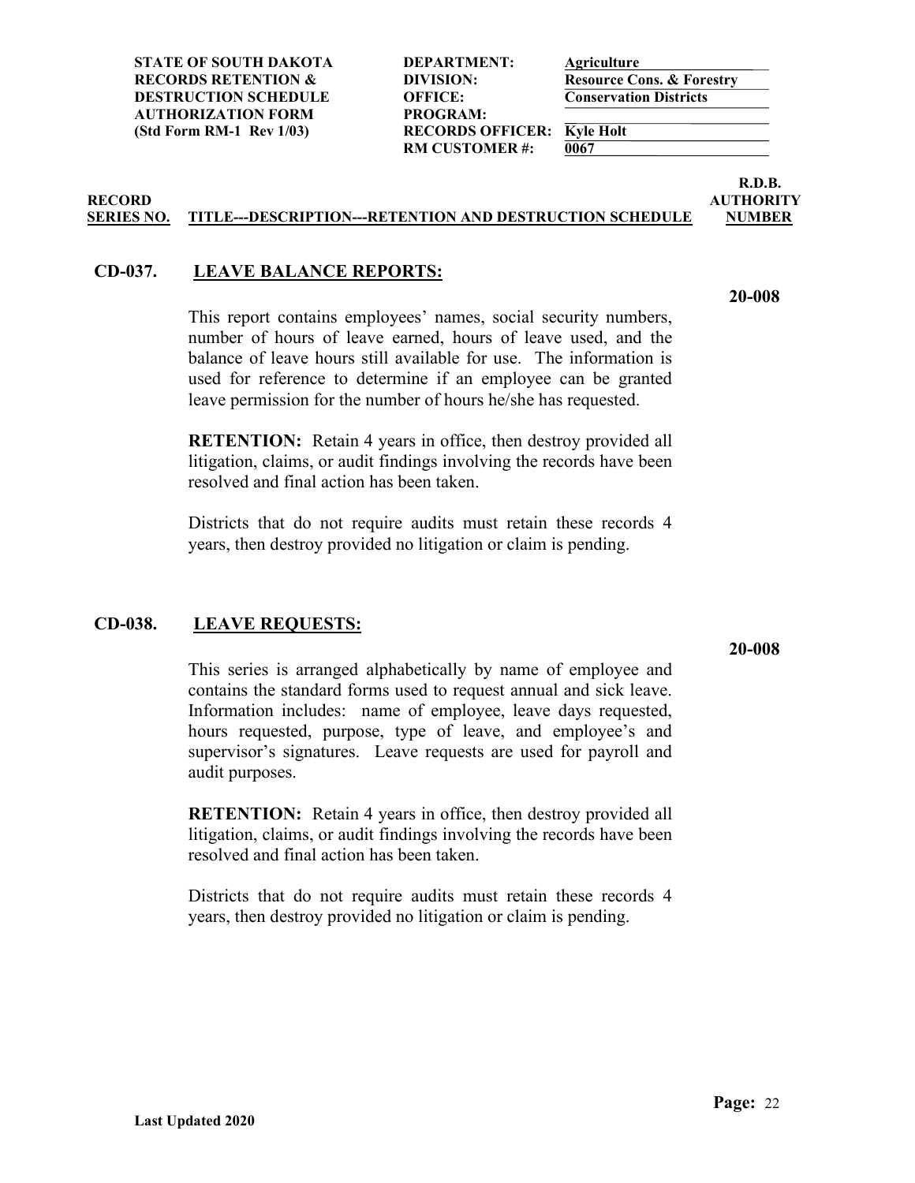**STATE OF SOUTH DAKOTA**
**RECORDS RETENTION &**
**DESTRUCTION SCHEDULE**
**AUTHORIZATION FORM**
**(Std Form RM-1 Rev 1/03)**

**DEPARTMENT:** Agriculture
**DIVISION:** Resource Cons. & Forestry
**OFFICE:** Conservation Districts
**PROGRAM:**
**RECORDS OFFICER:** Kyle Holt
**RM CUSTOMER #:** 0067

| RECORD SERIES NO. | TITLE---DESCRIPTION---RETENTION AND DESTRUCTION SCHEDULE | R.D.B. AUTHORITY NUMBER |
|---|---|---|

## CD-037. LEAVE BALANCE REPORTS:

**20-008**

This report contains employees' names, social security numbers, number of hours of leave earned, hours of leave used, and the balance of leave hours still available for use. The information is used for reference to determine if an employee can be granted leave permission for the number of hours he/she has requested.

**RETENTION:** Retain 4 years in office, then destroy provided all litigation, claims, or audit findings involving the records have been resolved and final action has been taken.

Districts that do not require audits must retain these records 4 years, then destroy provided no litigation or claim is pending.

## CD-038. LEAVE REQUESTS:

**20-008**

This series is arranged alphabetically by name of employee and contains the standard forms used to request annual and sick leave. Information includes: name of employee, leave days requested, hours requested, purpose, type of leave, and employee's and supervisor's signatures. Leave requests are used for payroll and audit purposes.

**RETENTION:** Retain 4 years in office, then destroy provided all litigation, claims, or audit findings involving the records have been resolved and final action has been taken.

Districts that do not require audits must retain these records 4 years, then destroy provided no litigation or claim is pending.

**Last Updated 2020**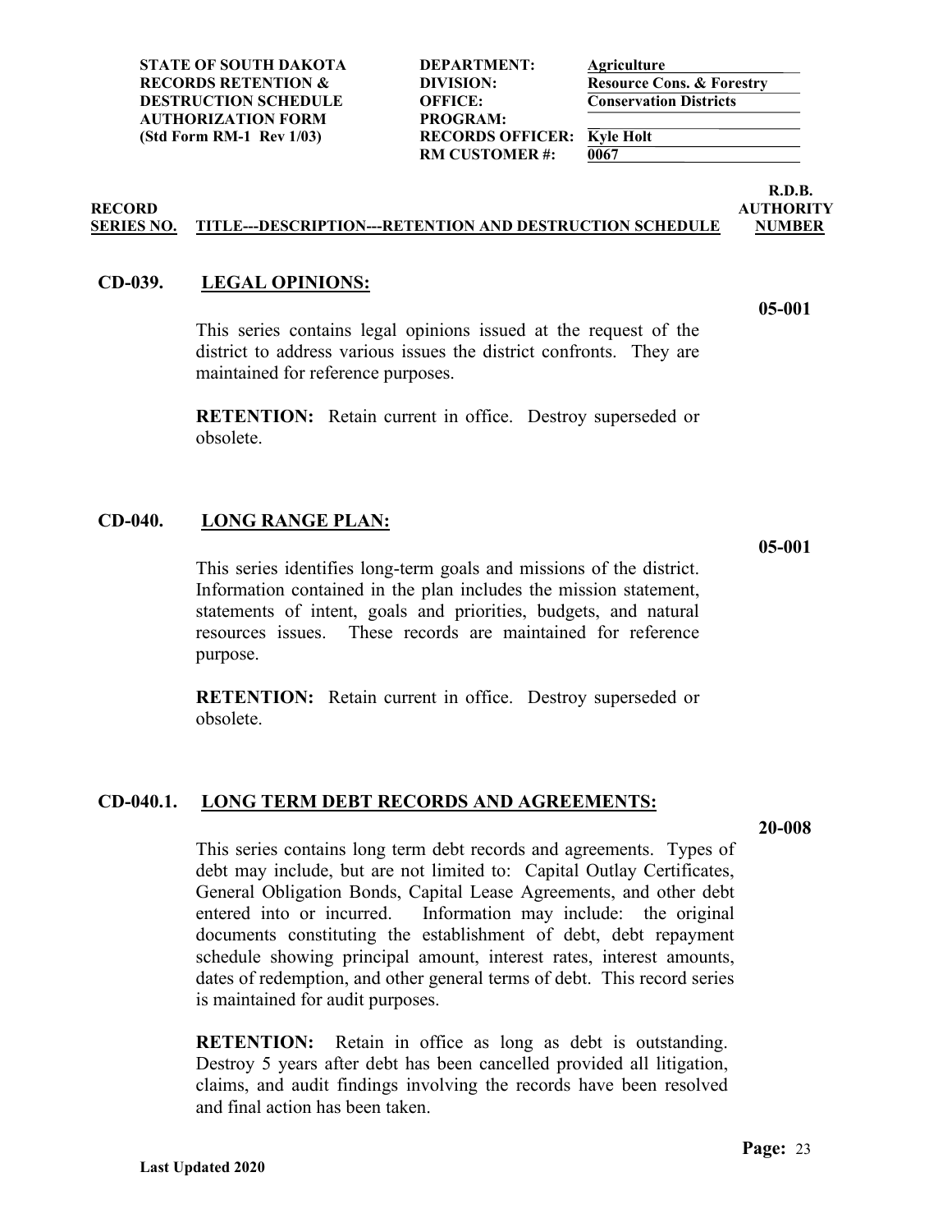| | | | |
|---|---|---|---|
| **STATE OF SOUTH DAKOTA** | **DEPARTMENT:** | **Agriculture** | |
| **RECORDS RETENTION &** | **DIVISION:** | **Resource Cons. & Forestry** | |
| **DESTRUCTION SCHEDULE** | **OFFICE:** | **Conservation Districts** | |
| **AUTHORIZATION FORM** | **PROGRAM:** | | |
| **(Std Form RM-1 Rev 1/03)** | **RECORDS OFFICER:** | **Kyle Holt** | |
| | **RM CUSTOMER #:** | **0067** | |

| RECORD SERIES NO. | TITLE---DESCRIPTION---RETENTION AND DESTRUCTION SCHEDULE | R.D.B. AUTHORITY NUMBER |
|---|---|---|

**CD-039. LEGAL OPINIONS:** **05-001**

This series contains legal opinions issued at the request of the district to address various issues the district confronts. They are maintained for reference purposes.

**RETENTION:** Retain current in office. Destroy superseded or obsolete.

**CD-040. LONG RANGE PLAN:** **05-001**

This series identifies long-term goals and missions of the district. Information contained in the plan includes the mission statement, statements of intent, goals and priorities, budgets, and natural resources issues. These records are maintained for reference purpose.

**RETENTION:** Retain current in office. Destroy superseded or obsolete.

**CD-040.1. LONG TERM DEBT RECORDS AND AGREEMENTS:** **20-008**

This series contains long term debt records and agreements. Types of debt may include, but are not limited to: Capital Outlay Certificates, General Obligation Bonds, Capital Lease Agreements, and other debt entered into or incurred. Information may include: the original documents constituting the establishment of debt, debt repayment schedule showing principal amount, interest rates, interest amounts, dates of redemption, and other general terms of debt. This record series is maintained for audit purposes.

**RETENTION:** Retain in office as long as debt is outstanding. Destroy 5 years after debt has been cancelled provided all litigation, claims, and audit findings involving the records have been resolved and final action has been taken.

**Last Updated 2020**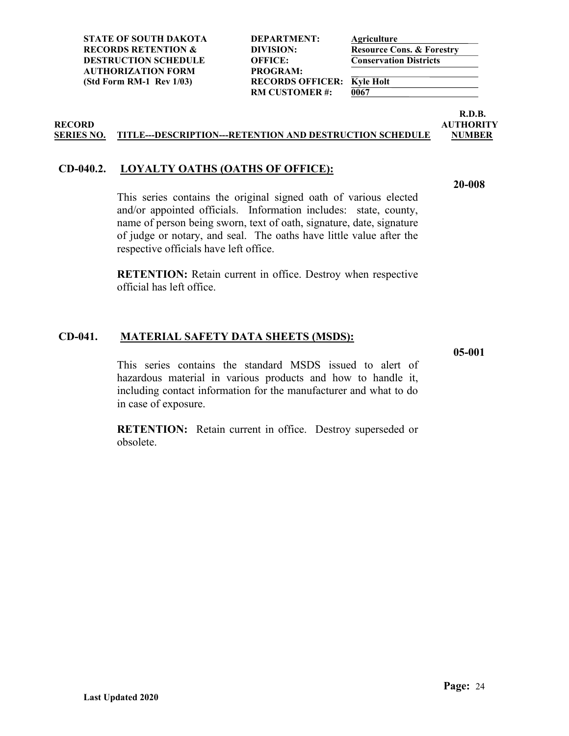| STATE OF SOUTH DAKOTA RECORDS RETENTION & DESTRUCTION SCHEDULE AUTHORIZATION FORM (Std Form RM-1 Rev 1/03) | | |
|---|---|---|
| | DEPARTMENT: | Agriculture |
| | DIVISION: | Resource Cons. & Forestry |
| | OFFICE: | Conservation Districts |
| | PROGRAM: | |
| | RECORDS OFFICER: | Kyle Holt |
| | RM CUSTOMER #: | 0067 |

| RECORD SERIES NO. | TITLE---DESCRIPTION---RETENTION AND DESTRUCTION SCHEDULE | R.D.B. AUTHORITY NUMBER |
|---|---|---|

## CD-040.2. LOYALTY OATHS (OATHS OF OFFICE):

**20-008**

This series contains the original signed oath of various elected and/or appointed officials. Information includes: state, county, name of person being sworn, text of oath, signature, date, signature of judge or notary, and seal. The oaths have little value after the respective officials have left office.

**RETENTION:** Retain current in office. Destroy when respective official has left office.

## CD-041. MATERIAL SAFETY DATA SHEETS (MSDS):

**05-001**

This series contains the standard MSDS issued to alert of hazardous material in various products and how to handle it, including contact information for the manufacturer and what to do in case of exposure.

**RETENTION:** Retain current in office. Destroy superseded or obsolete.

Last Updated 2020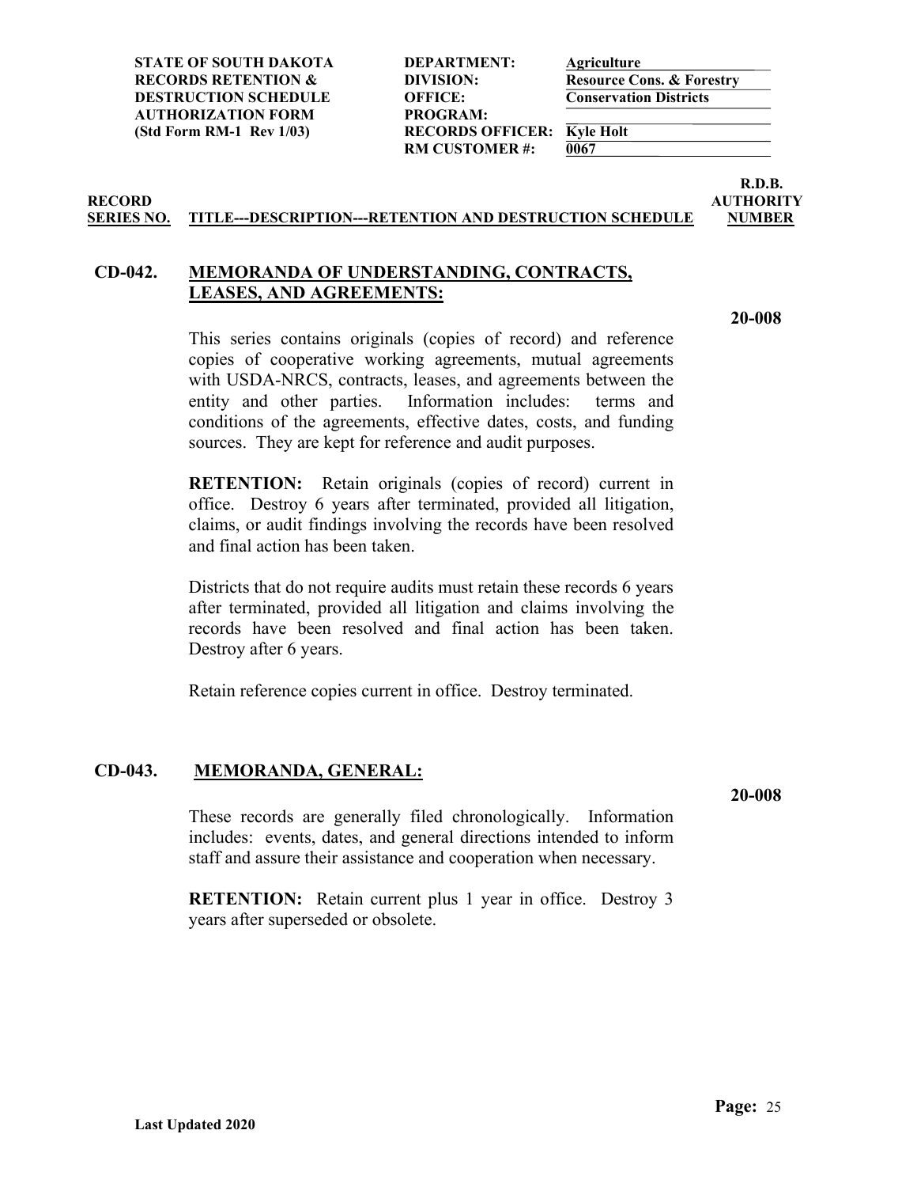| STATE OF SOUTH DAKOTA | DEPARTMENT: | Agriculture |
|---|---|---|
| RECORDS RETENTION & | DIVISION: | Resource Cons. & Forestry |
| DESTRUCTION SCHEDULE | OFFICE: | Conservation Districts |
| AUTHORIZATION FORM | PROGRAM: | |
| (Std Form RM-1 Rev 1/03) | RECORDS OFFICER: | Kyle Holt |
| | RM CUSTOMER #: | 0067 |

**RECORD SERIES NO.** | **TITLE---DESCRIPTION---RETENTION AND DESTRUCTION SCHEDULE** | **R.D.B. AUTHORITY NUMBER**

## CD-042. MEMORANDA OF UNDERSTANDING, CONTRACTS, LEASES, AND AGREEMENTS:

**20-008**

This series contains originals (copies of record) and reference copies of cooperative working agreements, mutual agreements with USDA-NRCS, contracts, leases, and agreements between the entity and other parties. Information includes: terms and conditions of the agreements, effective dates, costs, and funding sources. They are kept for reference and audit purposes.

**RETENTION:** Retain originals (copies of record) current in office. Destroy 6 years after terminated, provided all litigation, claims, or audit findings involving the records have been resolved and final action has been taken.

Districts that do not require audits must retain these records 6 years after terminated, provided all litigation and claims involving the records have been resolved and final action has been taken. Destroy after 6 years.

Retain reference copies current in office. Destroy terminated.

## CD-043. MEMORANDA, GENERAL:

**20-008**

These records are generally filed chronologically. Information includes: events, dates, and general directions intended to inform staff and assure their assistance and cooperation when necessary.

**RETENTION:** Retain current plus 1 year in office. Destroy 3 years after superseded or obsolete.

Last Updated 2020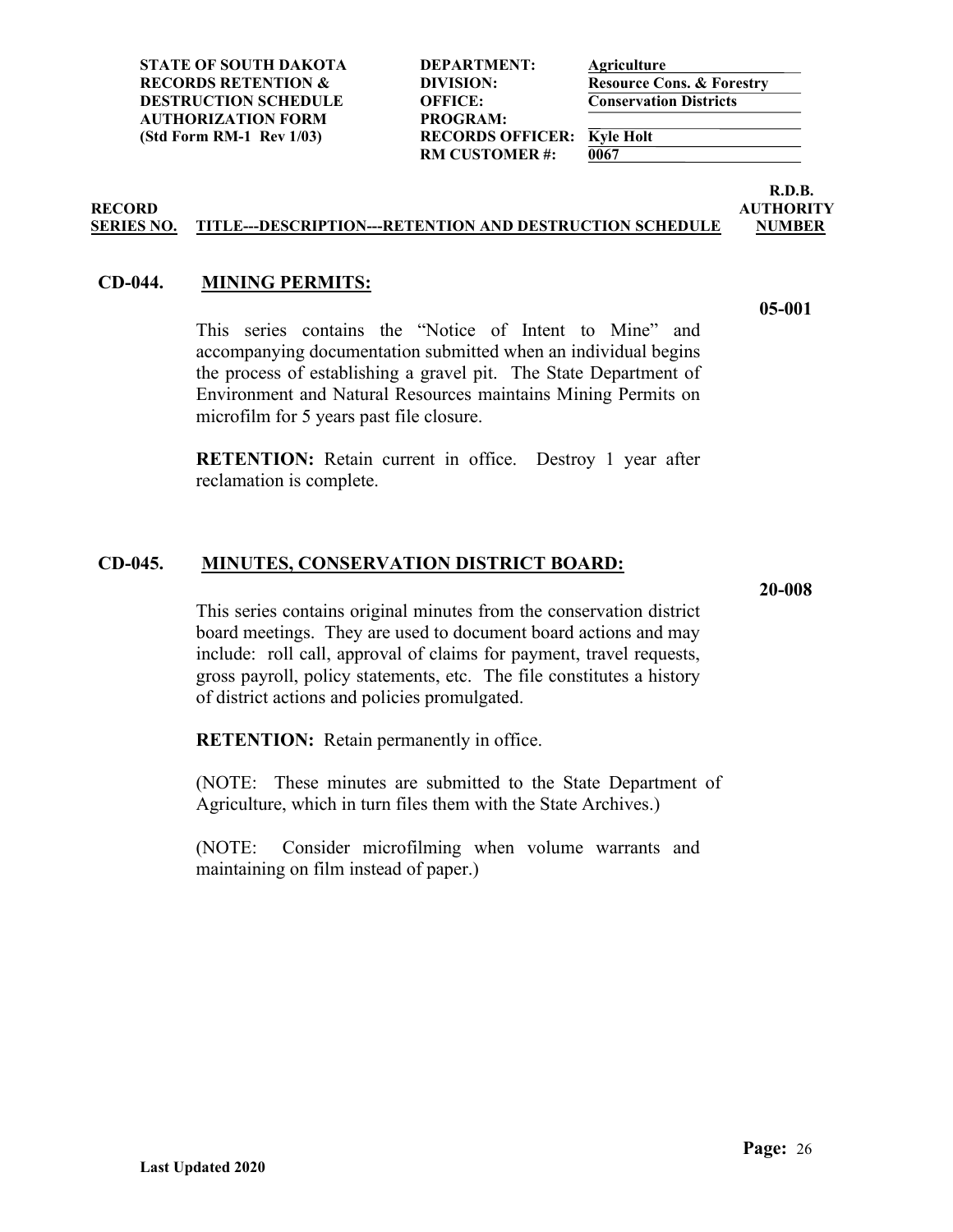| | | |
|---|---|---|
| **STATE OF SOUTH DAKOTA RECORDS RETENTION & DESTRUCTION SCHEDULE AUTHORIZATION FORM (Std Form RM-1 Rev 1/03)** | **DEPARTMENT:** | **Agriculture** |
| | **DIVISION:** | **Resource Cons. & Forestry** |
| | **OFFICE:** | **Conservation Districts** |
| | **PROGRAM:** | |
| | **RECORDS OFFICER:** | **Kyle Holt** |
| | **RM CUSTOMER #:** | **0067** |

| RECORD SERIES NO. | TITLE---DESCRIPTION---RETENTION AND DESTRUCTION SCHEDULE | R.D.B. AUTHORITY NUMBER |
|---|---|---|

**CD-044. MINING PERMITS:** **05-001**

This series contains the "Notice of Intent to Mine" and accompanying documentation submitted when an individual begins the process of establishing a gravel pit. The State Department of Environment and Natural Resources maintains Mining Permits on microfilm for 5 years past file closure.

**RETENTION:** Retain current in office. Destroy 1 year after reclamation is complete.

**CD-045. MINUTES, CONSERVATION DISTRICT BOARD:** **20-008**

This series contains original minutes from the conservation district board meetings. They are used to document board actions and may include: roll call, approval of claims for payment, travel requests, gross payroll, policy statements, etc. The file constitutes a history of district actions and policies promulgated.

**RETENTION:** Retain permanently in office.

(NOTE: These minutes are submitted to the State Department of Agriculture, which in turn files them with the State Archives.)

(NOTE: Consider microfilming when volume warrants and maintaining on film instead of paper.)

**Last Updated 2020**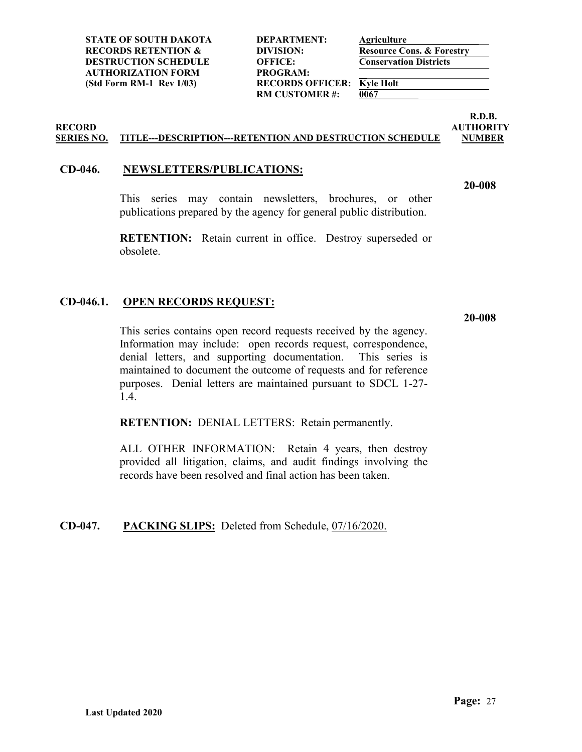| STATE OF SOUTH DAKOTA RECORDS RETENTION & DESTRUCTION SCHEDULE AUTHORIZATION FORM (Std Form RM-1 Rev 1/03) | | |
|---|---|---|
| | DEPARTMENT: | Agriculture |
| | DIVISION: | Resource Cons. & Forestry |
| | OFFICE: | Conservation Districts |
| | PROGRAM: | |
| | RECORDS OFFICER: | Kyle Holt |
| | RM CUSTOMER #: | 0067 |

| RECORD SERIES NO. | TITLE---DESCRIPTION---RETENTION AND DESTRUCTION SCHEDULE | R.D.B. AUTHORITY NUMBER |
|---|---|---|

**CD-046.** **NEWSLETTERS/PUBLICATIONS:** — **20-008**

This series may contain newsletters, brochures, or other publications prepared by the agency for general public distribution.

**RETENTION:** Retain current in office. Destroy superseded or obsolete.

**CD-046.1.** **OPEN RECORDS REQUEST:** — **20-008**

This series contains open record requests received by the agency. Information may include: open records request, correspondence, denial letters, and supporting documentation. This series is maintained to document the outcome of requests and for reference purposes. Denial letters are maintained pursuant to SDCL 1-27-1.4.

**RETENTION:** DENIAL LETTERS: Retain permanently.

ALL OTHER INFORMATION: Retain 4 years, then destroy provided all litigation, claims, and audit findings involving the records have been resolved and final action has been taken.

**CD-047.** **PACKING SLIPS:** Deleted from Schedule, 07/16/2020.

**Last Updated 2020**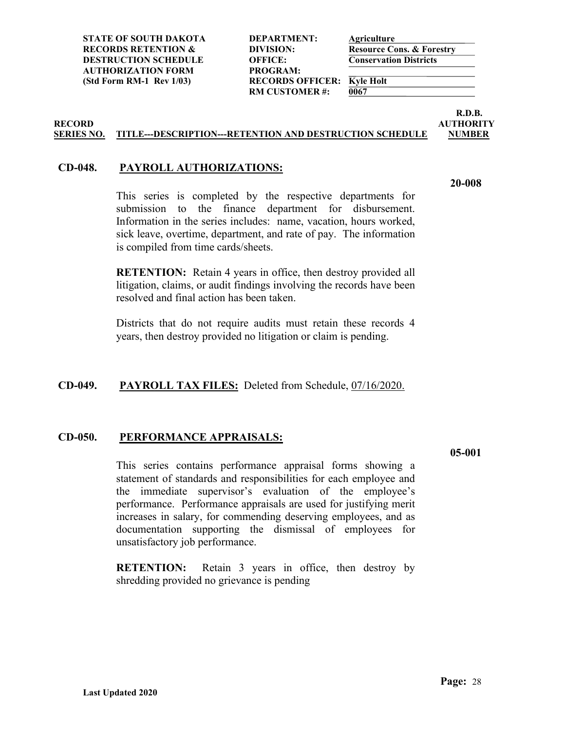| | | | |
|---|---|---|---|
| **STATE OF SOUTH DAKOTA** | **DEPARTMENT:** | **Agriculture** | |
| **RECORDS RETENTION &** | **DIVISION:** | **Resource Cons. & Forestry** | |
| **DESTRUCTION SCHEDULE** | **OFFICE:** | **Conservation Districts** | |
| **AUTHORIZATION FORM** | **PROGRAM:** | | |
| **(Std Form RM-1 Rev 1/03)** | **RECORDS OFFICER:** | **Kyle Holt** | |
| | **RM CUSTOMER #:** | **0067** | |

| **RECORD SERIES NO.** | **TITLE---DESCRIPTION---RETENTION AND DESTRUCTION SCHEDULE** | **R.D.B. AUTHORITY NUMBER** |
|---|---|---|

**CD-048. PAYROLL AUTHORIZATIONS:** **20-008**

This series is completed by the respective departments for submission to the finance department for disbursement. Information in the series includes: name, vacation, hours worked, sick leave, overtime, department, and rate of pay. The information is compiled from time cards/sheets.

**RETENTION:** Retain 4 years in office, then destroy provided all litigation, claims, or audit findings involving the records have been resolved and final action has been taken.

Districts that do not require audits must retain these records 4 years, then destroy provided no litigation or claim is pending.

**CD-049. PAYROLL TAX FILES:** Deleted from Schedule, 07/16/2020.

**CD-050. PERFORMANCE APPRAISALS:** **05-001**

This series contains performance appraisal forms showing a statement of standards and responsibilities for each employee and the immediate supervisor's evaluation of the employee's performance. Performance appraisals are used for justifying merit increases in salary, for commending deserving employees, and as documentation supporting the dismissal of employees for unsatisfactory job performance.

**RETENTION:** Retain 3 years in office, then destroy by shredding provided no grievance is pending

**Last Updated 2020**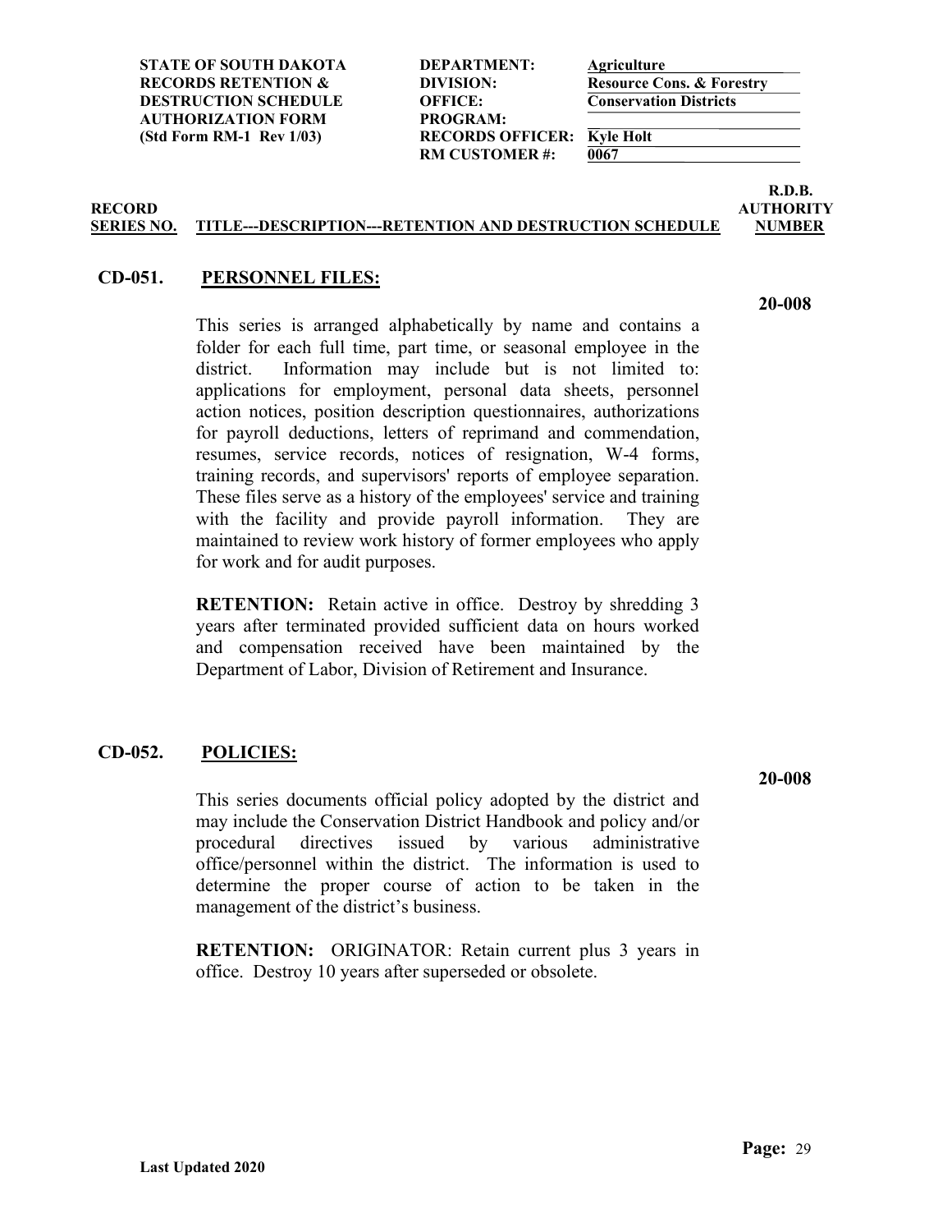| | | |
|---|---|---|
| **STATE OF SOUTH DAKOTA** | **DEPARTMENT:** | **Agriculture** |
| **RECORDS RETENTION &** | **DIVISION:** | **Resource Cons. & Forestry** |
| **DESTRUCTION SCHEDULE** | **OFFICE:** | **Conservation Districts** |
| **AUTHORIZATION FORM** | **PROGRAM:** | |
| **(Std Form RM-1 Rev 1/03)** | **RECORDS OFFICER:** | **Kyle Holt** |
| | **RM CUSTOMER #:** | **0067** |

| RECORD SERIES NO. | TITLE---DESCRIPTION---RETENTION AND DESTRUCTION SCHEDULE | R.D.B. AUTHORITY NUMBER |
|---|---|---|

## CD-051. PERSONNEL FILES:

**20-008**

This series is arranged alphabetically by name and contains a folder for each full time, part time, or seasonal employee in the district. Information may include but is not limited to: applications for employment, personal data sheets, personnel action notices, position description questionnaires, authorizations for payroll deductions, letters of reprimand and commendation, resumes, service records, notices of resignation, W-4 forms, training records, and supervisors' reports of employee separation. These files serve as a history of the employees' service and training with the facility and provide payroll information. They are maintained to review work history of former employees who apply for work and for audit purposes.

**RETENTION:** Retain active in office. Destroy by shredding 3 years after terminated provided sufficient data on hours worked and compensation received have been maintained by the Department of Labor, Division of Retirement and Insurance.

## CD-052. POLICIES:

**20-008**

This series documents official policy adopted by the district and may include the Conservation District Handbook and policy and/or procedural directives issued by various administrative office/personnel within the district. The information is used to determine the proper course of action to be taken in the management of the district's business.

**RETENTION:** ORIGINATOR: Retain current plus 3 years in office. Destroy 10 years after superseded or obsolete.

**Last Updated 2020**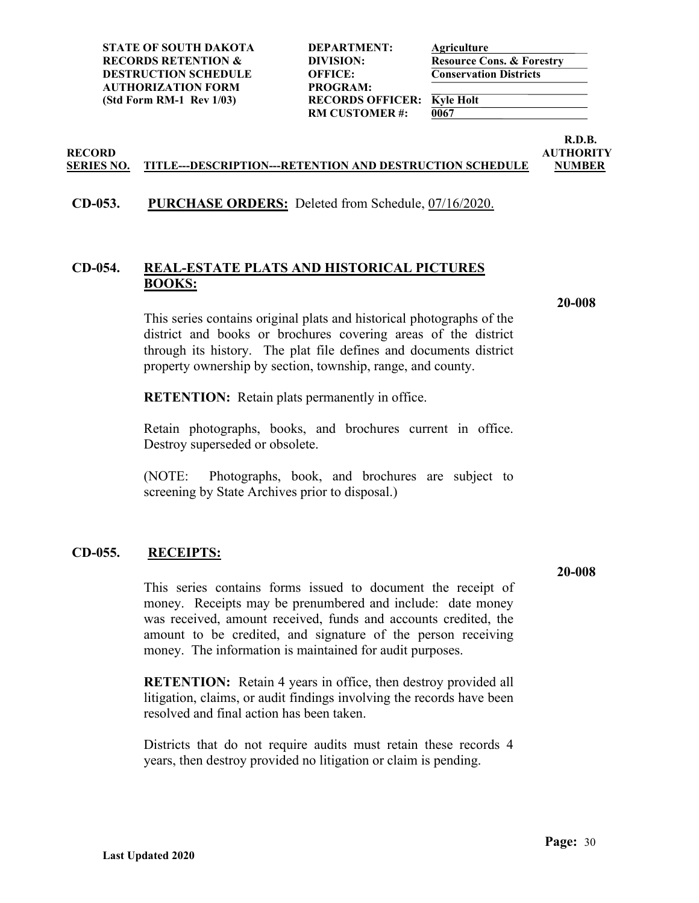| | | | |
|---|---|---|---|
| **STATE OF SOUTH DAKOTA** | **DEPARTMENT:** | **Agriculture** | |
| **RECORDS RETENTION &** | **DIVISION:** | **Resource Cons. & Forestry** | |
| **DESTRUCTION SCHEDULE** | **OFFICE:** | **Conservation Districts** | |
| **AUTHORIZATION FORM** | **PROGRAM:** | | |
| **(Std Form RM-1 Rev 1/03)** | **RECORDS OFFICER:** | **Kyle Holt** | |
| | **RM CUSTOMER #:** | **0067** | |

| RECORD SERIES NO. | TITLE---DESCRIPTION---RETENTION AND DESTRUCTION SCHEDULE | R.D.B. AUTHORITY NUMBER |
|---|---|---|

**CD-053.** **PURCHASE ORDERS:** Deleted from Schedule, 07/16/2020.

**CD-054.** **REAL-ESTATE PLATS AND HISTORICAL PICTURES BOOKS:** **20-008**

This series contains original plats and historical photographs of the district and books or brochures covering areas of the district through its history. The plat file defines and documents district property ownership by section, township, range, and county.

**RETENTION:** Retain plats permanently in office.

Retain photographs, books, and brochures current in office. Destroy superseded or obsolete.

(NOTE: Photographs, book, and brochures are subject to screening by State Archives prior to disposal.)

**CD-055.** **RECEIPTS:** **20-008**

This series contains forms issued to document the receipt of money. Receipts may be prenumbered and include: date money was received, amount received, funds and accounts credited, the amount to be credited, and signature of the person receiving money. The information is maintained for audit purposes.

**RETENTION:** Retain 4 years in office, then destroy provided all litigation, claims, or audit findings involving the records have been resolved and final action has been taken.

Districts that do not require audits must retain these records 4 years, then destroy provided no litigation or claim is pending.

**Last Updated 2020**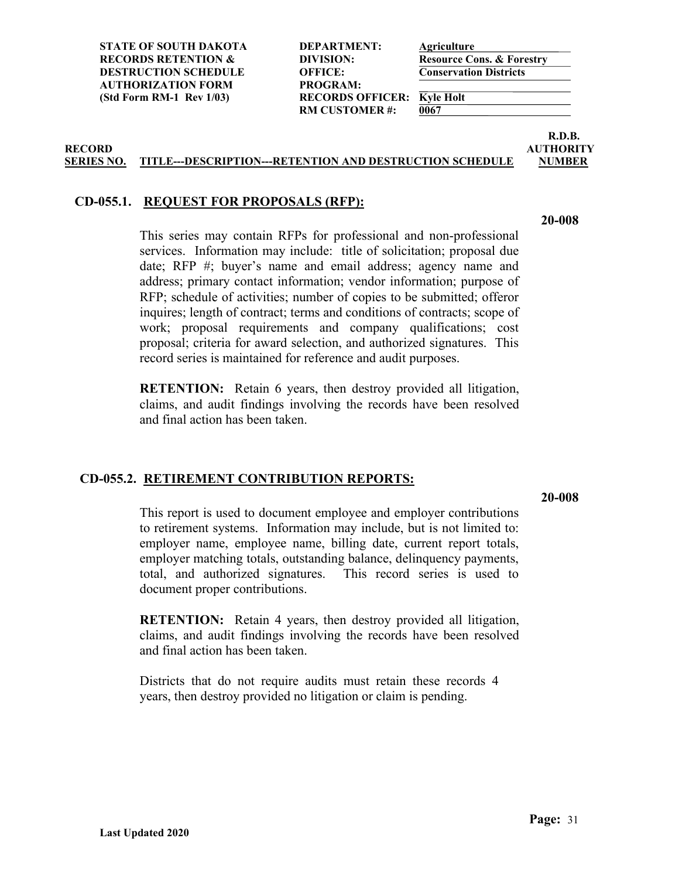| STATE OF SOUTH DAKOTA RECORDS RETENTION & DESTRUCTION SCHEDULE AUTHORIZATION FORM (Std Form RM-1 Rev 1/03) | | |
|---|---|---|
| | DEPARTMENT: | Agriculture |
| | DIVISION: | Resource Cons. & Forestry |
| | OFFICE: | Conservation Districts |
| | PROGRAM: | |
| | RECORDS OFFICER: | Kyle Holt |
| | RM CUSTOMER #: | 0067 |

| RECORD SERIES NO. | TITLE---DESCRIPTION---RETENTION AND DESTRUCTION SCHEDULE | R.D.B. AUTHORITY NUMBER |
|---|---|---|

## CD-055.1. REQUEST FOR PROPOSALS (RFP):

**20-008**

This series may contain RFPs for professional and non-professional services. Information may include: title of solicitation; proposal due date; RFP #; buyer's name and email address; agency name and address; primary contact information; vendor information; purpose of RFP; schedule of activities; number of copies to be submitted; offeror inquires; length of contract; terms and conditions of contracts; scope of work; proposal requirements and company qualifications; cost proposal; criteria for award selection, and authorized signatures. This record series is maintained for reference and audit purposes.

**RETENTION:** Retain 6 years, then destroy provided all litigation, claims, and audit findings involving the records have been resolved and final action has been taken.

## CD-055.2. RETIREMENT CONTRIBUTION REPORTS:

**20-008**

This report is used to document employee and employer contributions to retirement systems. Information may include, but is not limited to: employer name, employee name, billing date, current report totals, employer matching totals, outstanding balance, delinquency payments, total, and authorized signatures. This record series is used to document proper contributions.

**RETENTION:** Retain 4 years, then destroy provided all litigation, claims, and audit findings involving the records have been resolved and final action has been taken.

Districts that do not require audits must retain these records 4 years, then destroy provided no litigation or claim is pending.

Last Updated 2020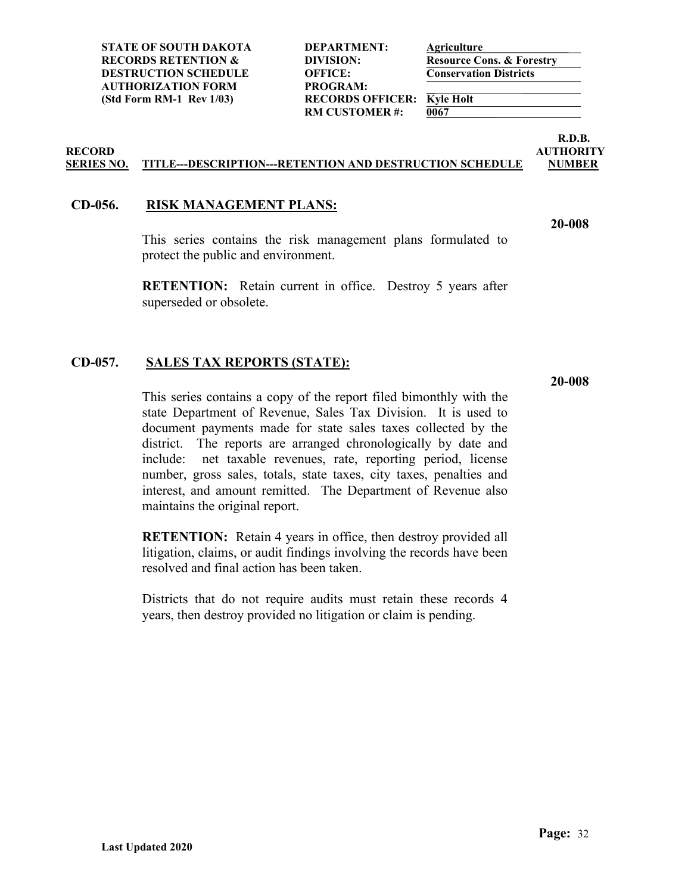**STATE OF SOUTH DAKOTA**
**RECORDS RETENTION & DESTRUCTION SCHEDULE AUTHORIZATION FORM**
**(Std Form RM-1 Rev 1/03)**

**DEPARTMENT:** Agriculture
**DIVISION:** Resource Cons. & Forestry
**OFFICE:** Conservation Districts
**PROGRAM:**
**RECORDS OFFICER:** Kyle Holt
**RM CUSTOMER #:** 0067

| RECORD SERIES NO. | TITLE---DESCRIPTION---RETENTION AND DESTRUCTION SCHEDULE | R.D.B. AUTHORITY NUMBER |
|---|---|---|

## CD-056. RISK MANAGEMENT PLANS:

**20-008**

This series contains the risk management plans formulated to protect the public and environment.

**RETENTION:** Retain current in office. Destroy 5 years after superseded or obsolete.

## CD-057. SALES TAX REPORTS (STATE):

**20-008**

This series contains a copy of the report filed bimonthly with the state Department of Revenue, Sales Tax Division. It is used to document payments made for state sales taxes collected by the district. The reports are arranged chronologically by date and include: net taxable revenues, rate, reporting period, license number, gross sales, totals, state taxes, city taxes, penalties and interest, and amount remitted. The Department of Revenue also maintains the original report.

**RETENTION:** Retain 4 years in office, then destroy provided all litigation, claims, or audit findings involving the records have been resolved and final action has been taken.

Districts that do not require audits must retain these records 4 years, then destroy provided no litigation or claim is pending.

Last Updated 2020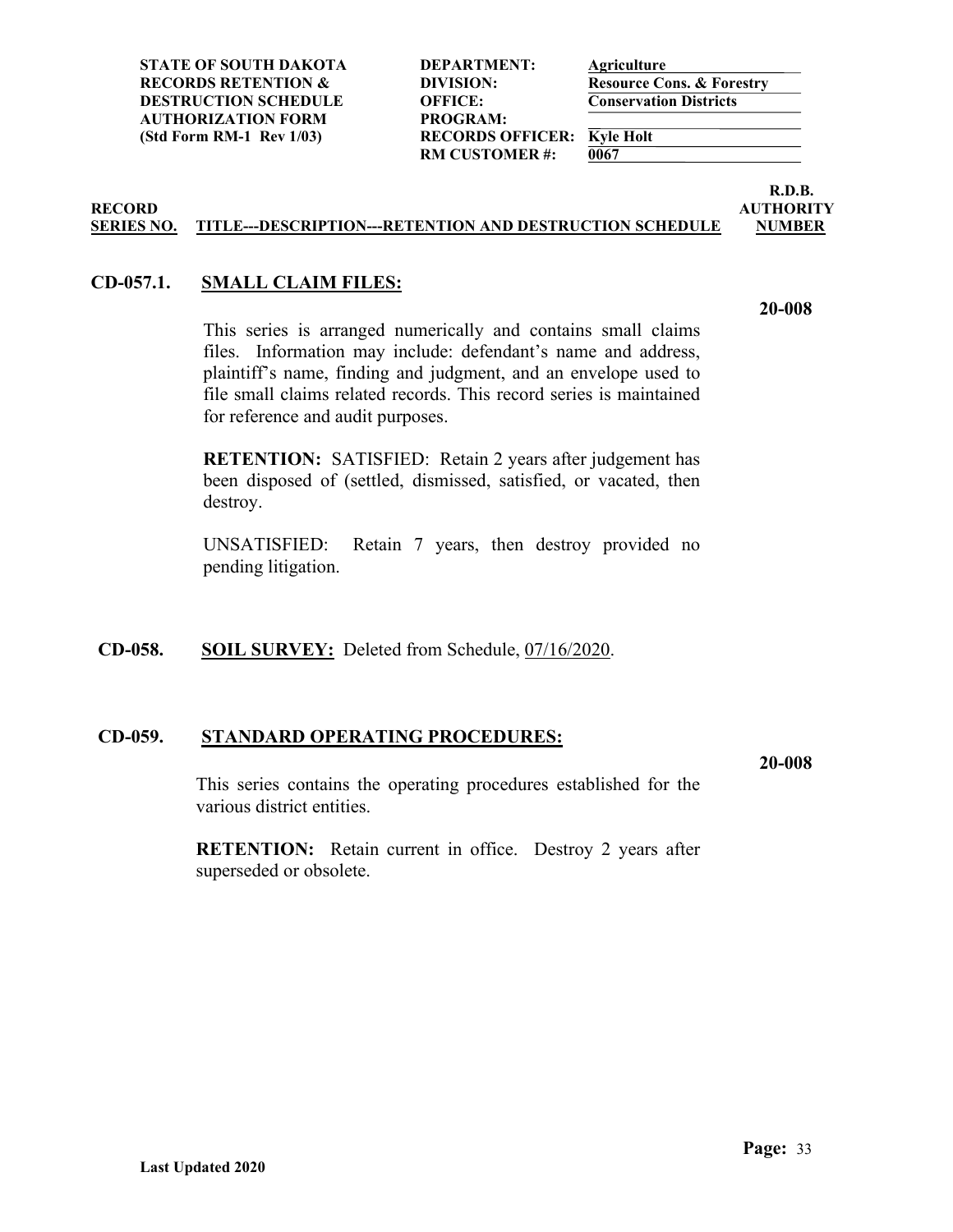**STATE OF SOUTH DAKOTA RECORDS RETENTION & DESTRUCTION SCHEDULE AUTHORIZATION FORM (Std Form RM-1 Rev 1/03)**

**DEPARTMENT:** Agriculture
**DIVISION:** Resource Cons. & Forestry
**OFFICE:** Conservation Districts
**PROGRAM:**
**RECORDS OFFICER:** Kyle Holt
**RM CUSTOMER #:** 0067

| RECORD SERIES NO. | TITLE---DESCRIPTION---RETENTION AND DESTRUCTION SCHEDULE | R.D.B. AUTHORITY NUMBER |
|---|---|---|

**CD-057.1. SMALL CLAIM FILES:** **20-008**

This series is arranged numerically and contains small claims files. Information may include: defendant's name and address, plaintiff's name, finding and judgment, and an envelope used to file small claims related records. This record series is maintained for reference and audit purposes.

**RETENTION:** SATISFIED: Retain 2 years after judgement has been disposed of (settled, dismissed, satisfied, or vacated, then destroy.

UNSATISFIED: Retain 7 years, then destroy provided no pending litigation.

**CD-058. SOIL SURVEY:** Deleted from Schedule, 07/16/2020.

**CD-059. STANDARD OPERATING PROCEDURES:** **20-008**

This series contains the operating procedures established for the various district entities.

**RETENTION:** Retain current in office. Destroy 2 years after superseded or obsolete.

Last Updated 2020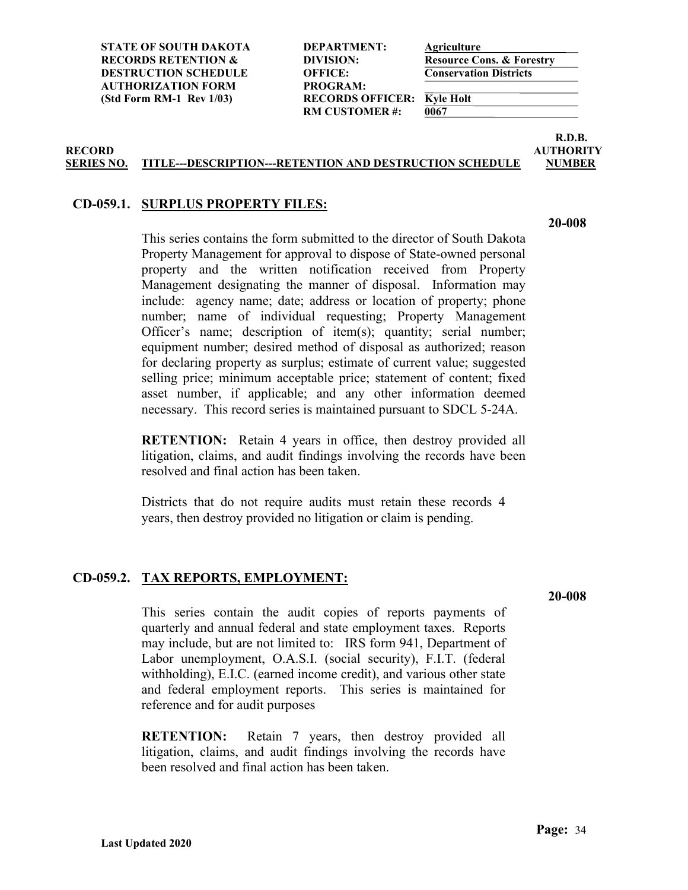| | | |
|---|---|---|
| **STATE OF SOUTH DAKOTA** | **DEPARTMENT:** | **Agriculture** |
| **RECORDS RETENTION &** | **DIVISION:** | **Resource Cons. & Forestry** |
| **DESTRUCTION SCHEDULE** | **OFFICE:** | **Conservation Districts** |
| **AUTHORIZATION FORM** | **PROGRAM:** | |
| **(Std Form RM-1 Rev 1/03)** | **RECORDS OFFICER:** | **Kyle Holt** |
| | **RM CUSTOMER #:** | **0067** |

| **RECORD SERIES NO.** | **TITLE---DESCRIPTION---RETENTION AND DESTRUCTION SCHEDULE** | **R.D.B. AUTHORITY NUMBER** |
|---|---|---|

## CD-059.1. SURPLUS PROPERTY FILES:

**20-008**

This series contains the form submitted to the director of South Dakota Property Management for approval to dispose of State-owned personal property and the written notification received from Property Management designating the manner of disposal. Information may include: agency name; date; address or location of property; phone number; name of individual requesting; Property Management Officer's name; description of item(s); quantity; serial number; equipment number; desired method of disposal as authorized; reason for declaring property as surplus; estimate of current value; suggested selling price; minimum acceptable price; statement of content; fixed asset number, if applicable; and any other information deemed necessary. This record series is maintained pursuant to SDCL 5-24A.

**RETENTION:** Retain 4 years in office, then destroy provided all litigation, claims, and audit findings involving the records have been resolved and final action has been taken.

Districts that do not require audits must retain these records 4 years, then destroy provided no litigation or claim is pending.

## CD-059.2. TAX REPORTS, EMPLOYMENT:

**20-008**

This series contain the audit copies of reports payments of quarterly and annual federal and state employment taxes. Reports may include, but are not limited to: IRS form 941, Department of Labor unemployment, O.A.S.I. (social security), F.I.T. (federal withholding), E.I.C. (earned income credit), and various other state and federal employment reports. This series is maintained for reference and for audit purposes

**RETENTION:** Retain 7 years, then destroy provided all litigation, claims, and audit findings involving the records have been resolved and final action has been taken.

Last Updated 2020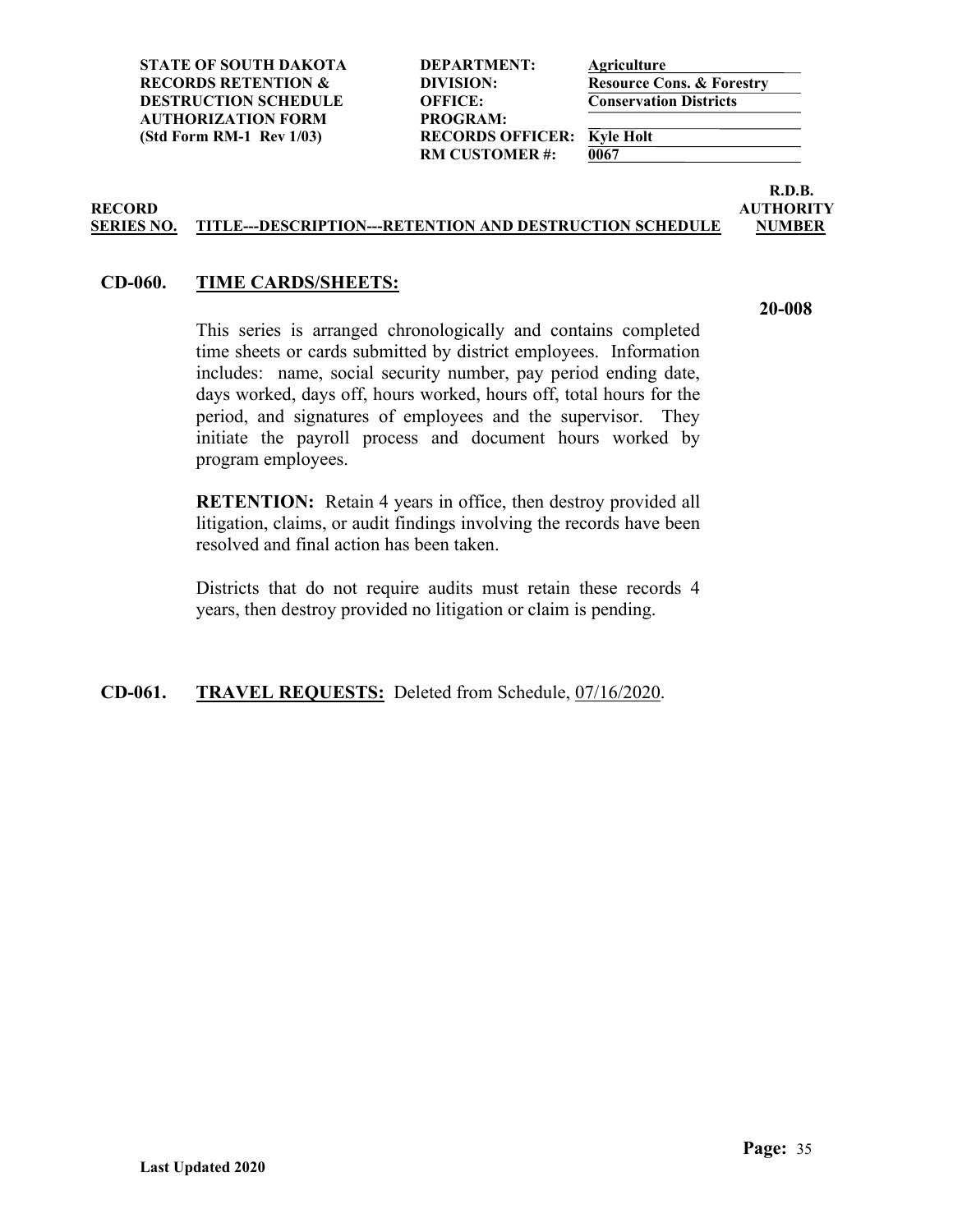**STATE OF SOUTH DAKOTA**
**RECORDS RETENTION &**
**DESTRUCTION SCHEDULE**
**AUTHORIZATION FORM**
**(Std Form RM-1 Rev 1/03)**

| | |
|---|---|
| **DEPARTMENT:** | **Agriculture** |
| **DIVISION:** | **Resource Cons. & Forestry** |
| **OFFICE:** | **Conservation Districts** |
| **PROGRAM:** | |
| **RECORDS OFFICER:** | **Kyle Holt** |
| **RM CUSTOMER #:** | **0067** |

| RECORD SERIES NO. | TITLE---DESCRIPTION---RETENTION AND DESTRUCTION SCHEDULE | R.D.B. AUTHORITY NUMBER |
|---|---|---|

**CD-060. TIME CARDS/SHEETS:** **20-008**

This series is arranged chronologically and contains completed time sheets or cards submitted by district employees. Information includes: name, social security number, pay period ending date, days worked, days off, hours worked, hours off, total hours for the period, and signatures of employees and the supervisor. They initiate the payroll process and document hours worked by program employees.

**RETENTION:** Retain 4 years in office, then destroy provided all litigation, claims, or audit findings involving the records have been resolved and final action has been taken.

Districts that do not require audits must retain these records 4 years, then destroy provided no litigation or claim is pending.

**CD-061. TRAVEL REQUESTS:** Deleted from Schedule, 07/16/2020.

**Last Updated 2020**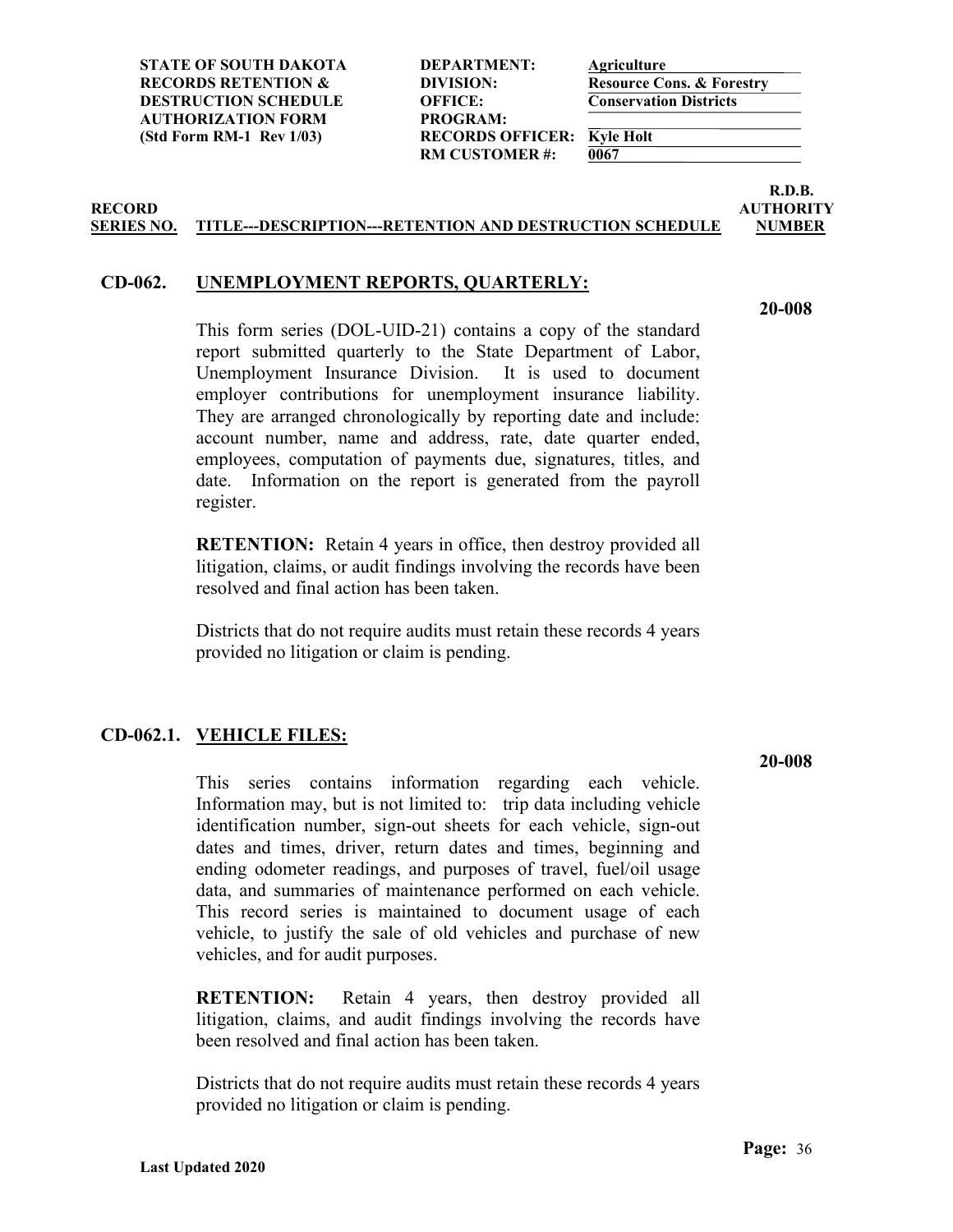| | | | |
|---|---|---|---|
| **STATE OF SOUTH DAKOTA** | **DEPARTMENT:** | **Agriculture** | |
| **RECORDS RETENTION &** | **DIVISION:** | **Resource Cons. & Forestry** | |
| **DESTRUCTION SCHEDULE** | **OFFICE:** | **Conservation Districts** | |
| **AUTHORIZATION FORM** | **PROGRAM:** | | |
| **(Std Form RM-1 Rev 1/03)** | **RECORDS OFFICER:** | **Kyle Holt** | |
| | **RM CUSTOMER #:** | **0067** | |

| RECORD SERIES NO. | TITLE---DESCRIPTION---RETENTION AND DESTRUCTION SCHEDULE | R.D.B. AUTHORITY NUMBER |
|---|---|---|

## CD-062. UNEMPLOYMENT REPORTS, QUARTERLY:

**20-008**

This form series (DOL-UID-21) contains a copy of the standard report submitted quarterly to the State Department of Labor, Unemployment Insurance Division. It is used to document employer contributions for unemployment insurance liability. They are arranged chronologically by reporting date and include: account number, name and address, rate, date quarter ended, employees, computation of payments due, signatures, titles, and date. Information on the report is generated from the payroll register.

**RETENTION:** Retain 4 years in office, then destroy provided all litigation, claims, or audit findings involving the records have been resolved and final action has been taken.

Districts that do not require audits must retain these records 4 years provided no litigation or claim is pending.

## CD-062.1. VEHICLE FILES:

**20-008**

This series contains information regarding each vehicle. Information may, but is not limited to: trip data including vehicle identification number, sign-out sheets for each vehicle, sign-out dates and times, driver, return dates and times, beginning and ending odometer readings, and purposes of travel, fuel/oil usage data, and summaries of maintenance performed on each vehicle. This record series is maintained to document usage of each vehicle, to justify the sale of old vehicles and purchase of new vehicles, and for audit purposes.

**RETENTION:** Retain 4 years, then destroy provided all litigation, claims, and audit findings involving the records have been resolved and final action has been taken.

Districts that do not require audits must retain these records 4 years provided no litigation or claim is pending.

**Last Updated 2020**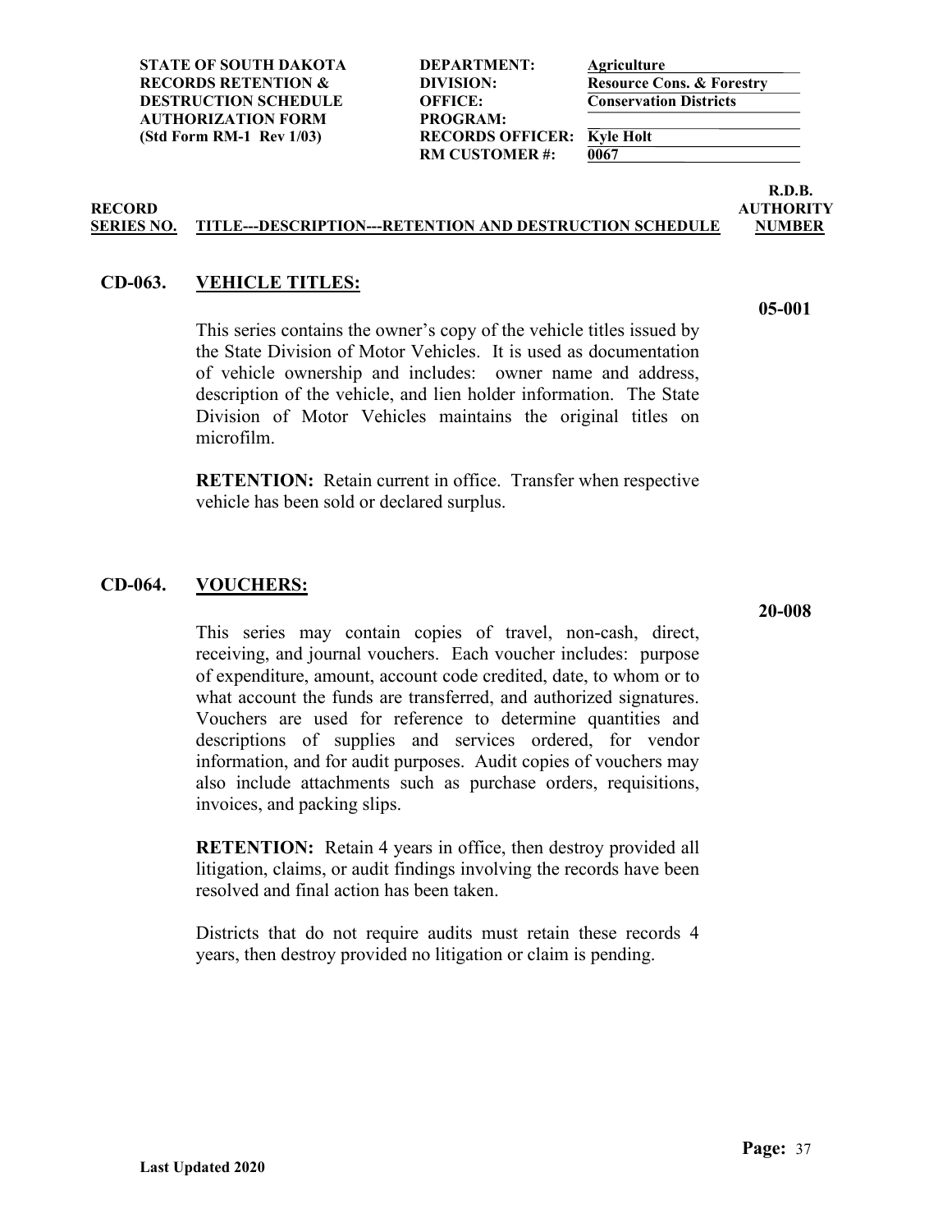**STATE OF SOUTH DAKOTA**
**RECORDS RETENTION &**
**DESTRUCTION SCHEDULE**
**AUTHORIZATION FORM**
**(Std Form RM-1 Rev 1/03)**

| | |
|---|---|
| **DEPARTMENT:** | **Agriculture** |
| **DIVISION:** | **Resource Cons. & Forestry** |
| **OFFICE:** | **Conservation Districts** |
| **PROGRAM:** | |
| **RECORDS OFFICER:** | **Kyle Holt** |
| **RM CUSTOMER #:** | **0067** |

| RECORD SERIES NO. | TITLE---DESCRIPTION---RETENTION AND DESTRUCTION SCHEDULE | R.D.B. AUTHORITY NUMBER |
|---|---|---|

## CD-063. VEHICLE TITLES:

**05-001**

This series contains the owner's copy of the vehicle titles issued by the State Division of Motor Vehicles. It is used as documentation of vehicle ownership and includes: owner name and address, description of the vehicle, and lien holder information. The State Division of Motor Vehicles maintains the original titles on microfilm.

**RETENTION:** Retain current in office. Transfer when respective vehicle has been sold or declared surplus.

## CD-064. VOUCHERS:

**20-008**

This series may contain copies of travel, non-cash, direct, receiving, and journal vouchers. Each voucher includes: purpose of expenditure, amount, account code credited, date, to whom or to what account the funds are transferred, and authorized signatures. Vouchers are used for reference to determine quantities and descriptions of supplies and services ordered, for vendor information, and for audit purposes. Audit copies of vouchers may also include attachments such as purchase orders, requisitions, invoices, and packing slips.

**RETENTION:** Retain 4 years in office, then destroy provided all litigation, claims, or audit findings involving the records have been resolved and final action has been taken.

Districts that do not require audits must retain these records 4 years, then destroy provided no litigation or claim is pending.

**Last Updated 2020**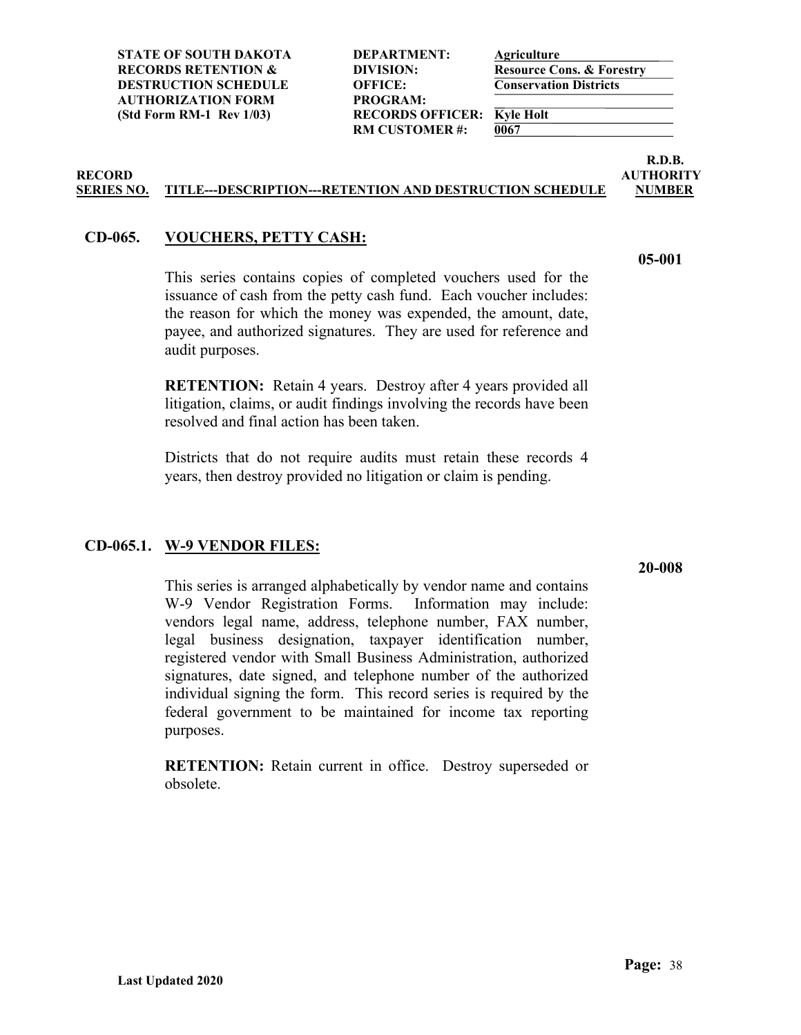| | | | |
|---|---|---|---|
| **STATE OF SOUTH DAKOTA** | **DEPARTMENT:** | **Agriculture** | |
| **RECORDS RETENTION &** | **DIVISION:** | **Resource Cons. & Forestry** | |
| **DESTRUCTION SCHEDULE** | **OFFICE:** | **Conservation Districts** | |
| **AUTHORIZATION FORM** | **PROGRAM:** | | |
| **(Std Form RM-1 Rev 1/03)** | **RECORDS OFFICER:** | **Kyle Holt** | |
| | **RM CUSTOMER #:** | **0067** | |

| RECORD SERIES NO. | TITLE---DESCRIPTION---RETENTION AND DESTRUCTION SCHEDULE | R.D.B. AUTHORITY NUMBER |
|---|---|---|

## CD-065. VOUCHERS, PETTY CASH:

**05-001**

This series contains copies of completed vouchers used for the issuance of cash from the petty cash fund. Each voucher includes: the reason for which the money was expended, the amount, date, payee, and authorized signatures. They are used for reference and audit purposes.

**RETENTION:** Retain 4 years. Destroy after 4 years provided all litigation, claims, or audit findings involving the records have been resolved and final action has been taken.

Districts that do not require audits must retain these records 4 years, then destroy provided no litigation or claim is pending.

## CD-065.1. W-9 VENDOR FILES:

**20-008**

This series is arranged alphabetically by vendor name and contains W-9 Vendor Registration Forms. Information may include: vendors legal name, address, telephone number, FAX number, legal business designation, taxpayer identification number, registered vendor with Small Business Administration, authorized signatures, date signed, and telephone number of the authorized individual signing the form. This record series is required by the federal government to be maintained for income tax reporting purposes.

**RETENTION:** Retain current in office. Destroy superseded or obsolete.

**Last Updated 2020**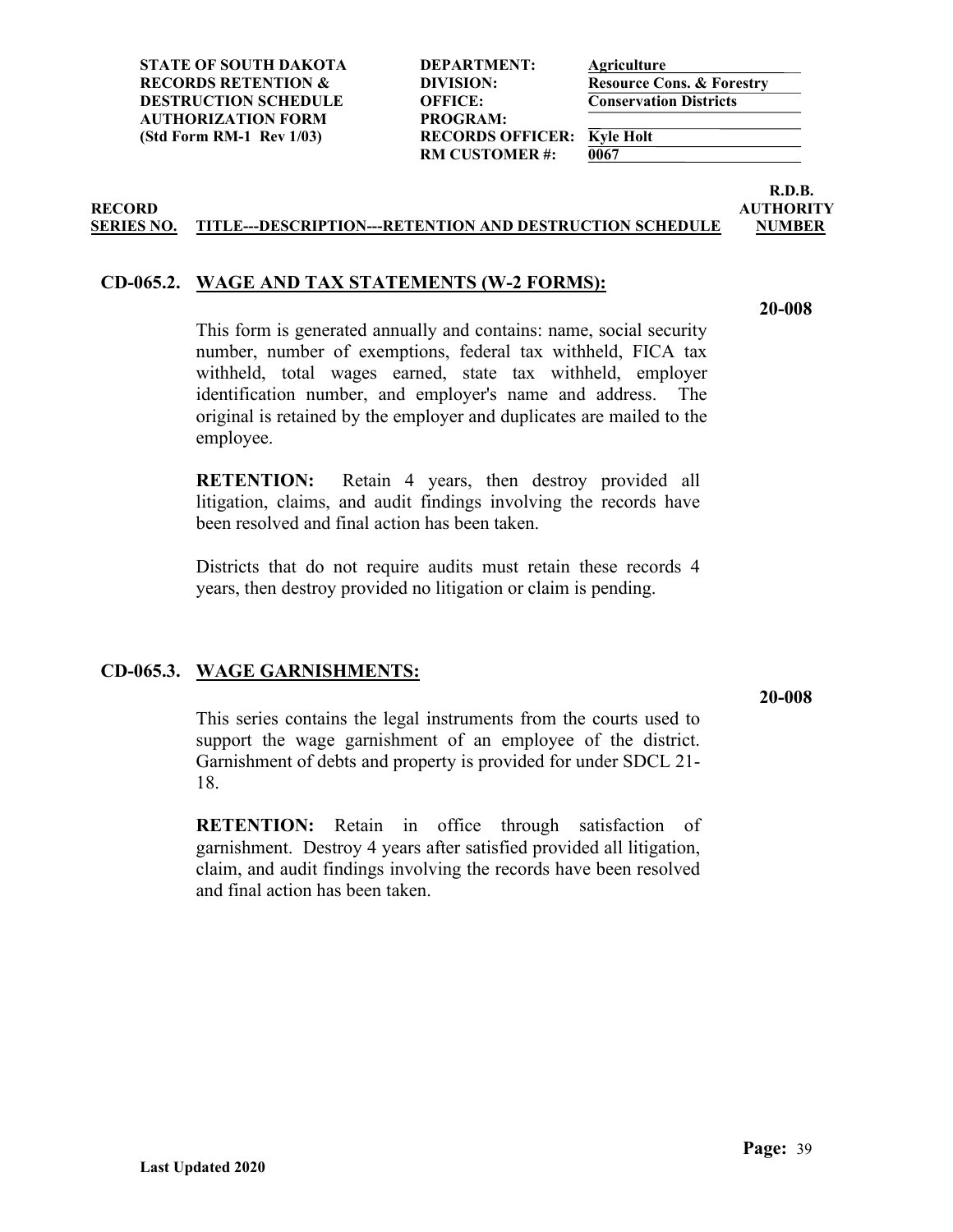**STATE OF SOUTH DAKOTA RECORDS RETENTION & DESTRUCTION SCHEDULE AUTHORIZATION FORM (Std Form RM-1 Rev 1/03)**

| | |
|---|---|
| **DEPARTMENT:** | **Agriculture** |
| **DIVISION:** | **Resource Cons. & Forestry** |
| **OFFICE:** | **Conservation Districts** |
| **PROGRAM:** | |
| **RECORDS OFFICER:** | **Kyle Holt** |
| **RM CUSTOMER #:** | **0067** |

| RECORD SERIES NO. | TITLE---DESCRIPTION---RETENTION AND DESTRUCTION SCHEDULE | R.D.B. AUTHORITY NUMBER |
|---|---|---|

**CD-065.2. WAGE AND TAX STATEMENTS (W-2 FORMS):** **20-008**

This form is generated annually and contains: name, social security number, number of exemptions, federal tax withheld, FICA tax withheld, total wages earned, state tax withheld, employer identification number, and employer's name and address. The original is retained by the employer and duplicates are mailed to the employee.

**RETENTION:** Retain 4 years, then destroy provided all litigation, claims, and audit findings involving the records have been resolved and final action has been taken.

Districts that do not require audits must retain these records 4 years, then destroy provided no litigation or claim is pending.

**CD-065.3. WAGE GARNISHMENTS:** **20-008**

This series contains the legal instruments from the courts used to support the wage garnishment of an employee of the district. Garnishment of debts and property is provided for under SDCL 21-18.

**RETENTION:** Retain in office through satisfaction of garnishment. Destroy 4 years after satisfied provided all litigation, claim, and audit findings involving the records have been resolved and final action has been taken.

**Last Updated 2020**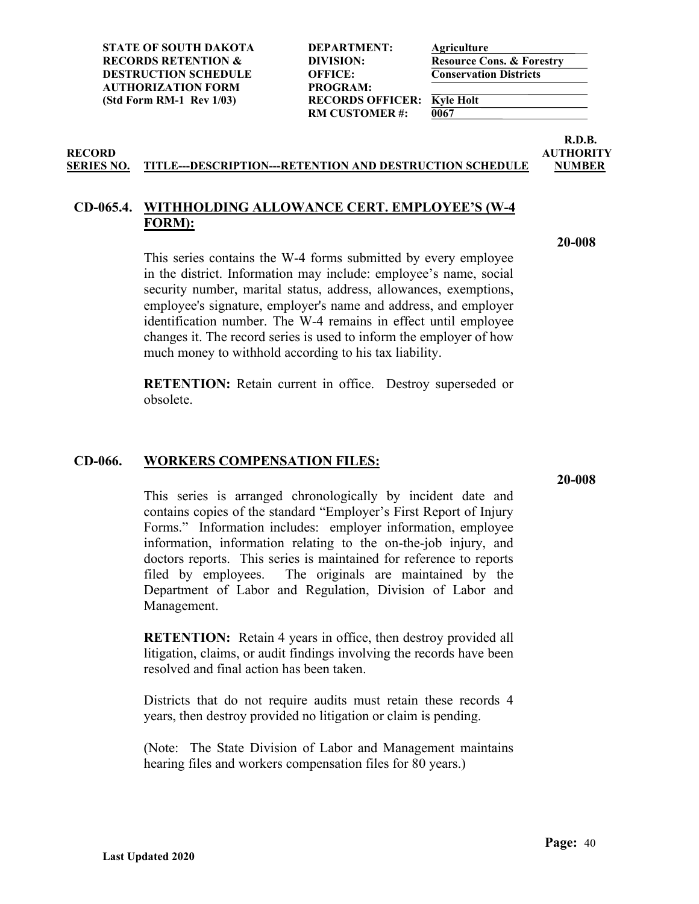| | | |
|---|---|---|
| **STATE OF SOUTH DAKOTA** | **DEPARTMENT:** | **Agriculture** |
| **RECORDS RETENTION &** | **DIVISION:** | **Resource Cons. & Forestry** |
| **DESTRUCTION SCHEDULE** | **OFFICE:** | **Conservation Districts** |
| **AUTHORIZATION FORM** | **PROGRAM:** | |
| **(Std Form RM-1 Rev 1/03)** | **RECORDS OFFICER:** | **Kyle Holt** |
| | **RM CUSTOMER #:** | **0067** |

| RECORD SERIES NO. | TITLE---DESCRIPTION---RETENTION AND DESTRUCTION SCHEDULE | R.D.B. AUTHORITY NUMBER |
|---|---|---|

## CD-065.4. WITHHOLDING ALLOWANCE CERT. EMPLOYEE'S (W-4 FORM):

**20-008**

This series contains the W-4 forms submitted by every employee in the district. Information may include: employee's name, social security number, marital status, address, allowances, exemptions, employee's signature, employer's name and address, and employer identification number. The W-4 remains in effect until employee changes it. The record series is used to inform the employer of how much money to withhold according to his tax liability.

**RETENTION:** Retain current in office. Destroy superseded or obsolete.

## CD-066. WORKERS COMPENSATION FILES:

**20-008**

This series is arranged chronologically by incident date and contains copies of the standard "Employer's First Report of Injury Forms." Information includes: employer information, employee information, information relating to the on-the-job injury, and doctors reports. This series is maintained for reference to reports filed by employees. The originals are maintained by the Department of Labor and Regulation, Division of Labor and Management.

**RETENTION:** Retain 4 years in office, then destroy provided all litigation, claims, or audit findings involving the records have been resolved and final action has been taken.

Districts that do not require audits must retain these records 4 years, then destroy provided no litigation or claim is pending.

(Note: The State Division of Labor and Management maintains hearing files and workers compensation files for 80 years.)

Last Updated 2020